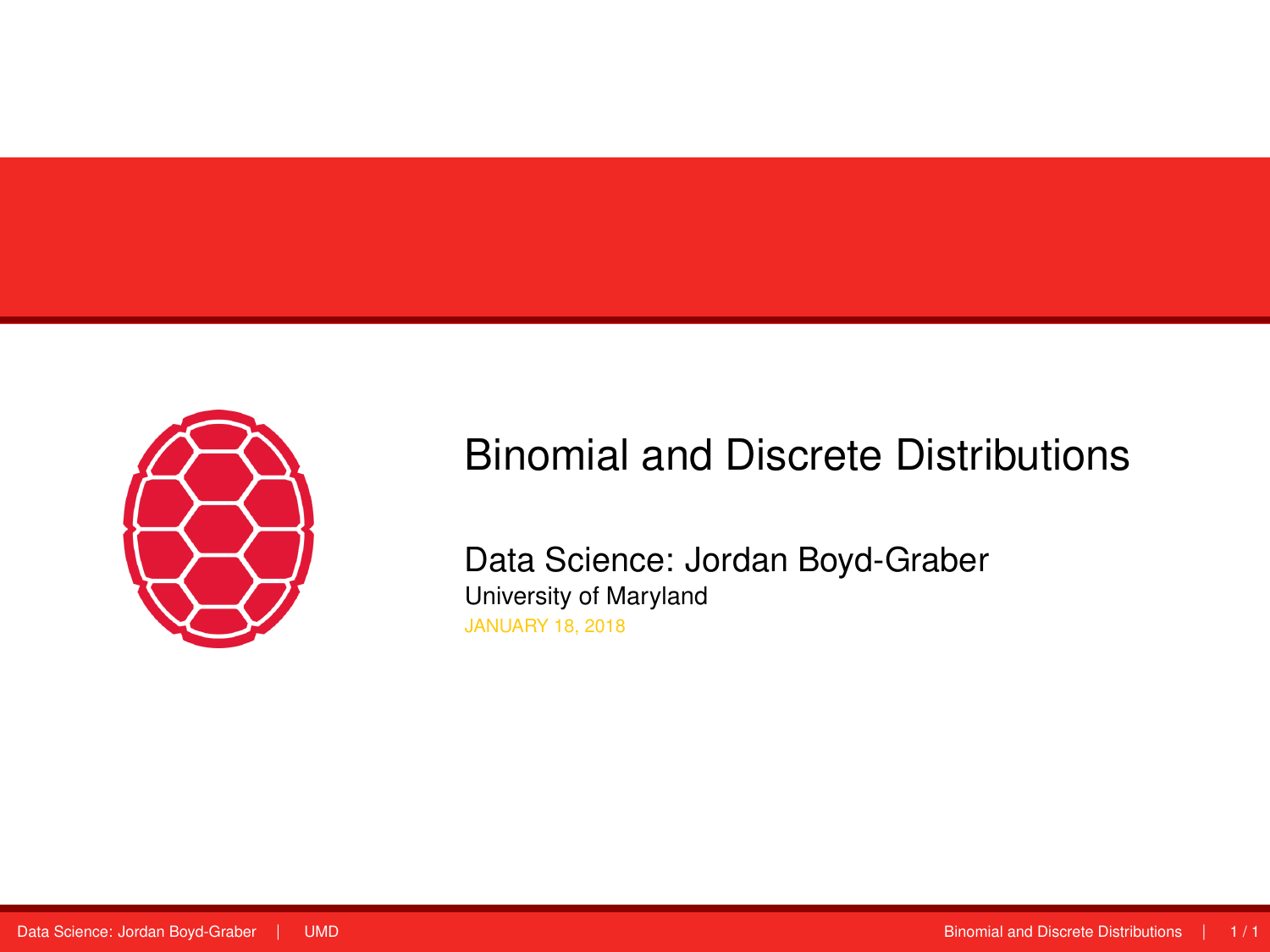# Binomial and Discrete Distributions

Data Science: Jordan Boyd-Graber

University of Maryland

JANUARY 18, 2018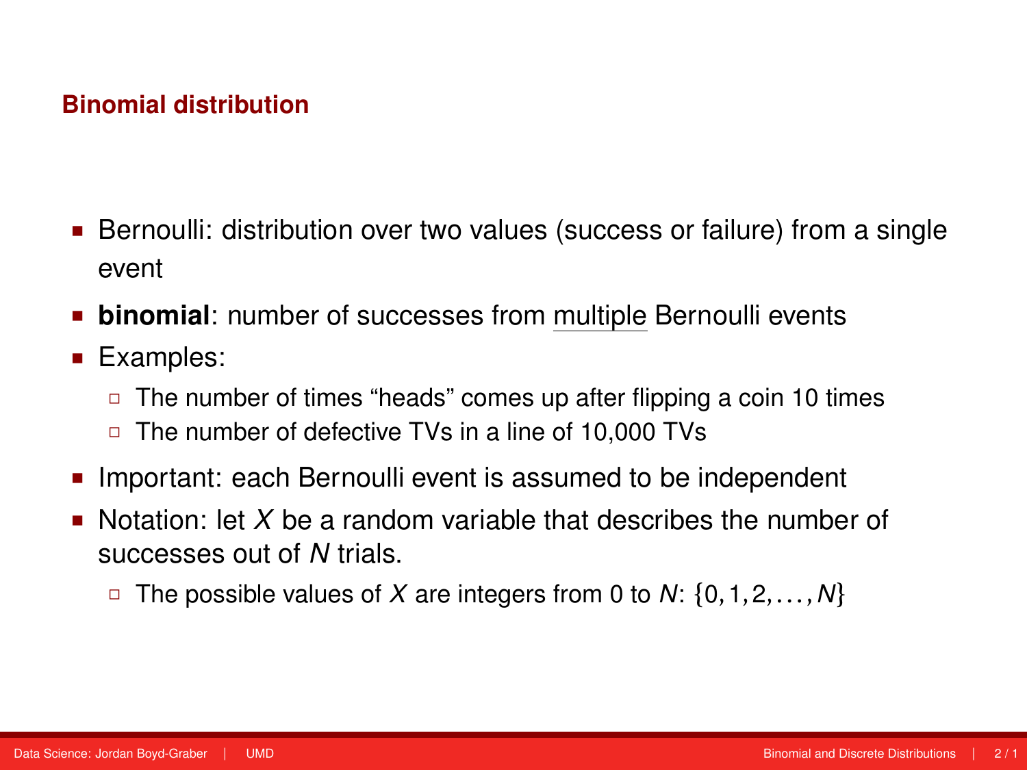## Binomial distribution

- Bernoulli: distribution over two values (success or failure) from a single event
- **binomial**: number of successes from <u>multiple</u> Bernoulli events
- Examples:
  - The number of times "heads" comes up after flipping a coin 10 times
  - The number of defective TVs in a line of 10,000 TVs
- Important: each Bernoulli event is assumed to be independent
- Notation: let $X$ be a random variable that describes the number of successes out of $N$ trials.
  - The possible values of $X$ are integers from 0 to $N$: $\{0, 1, 2, \ldots, N\}$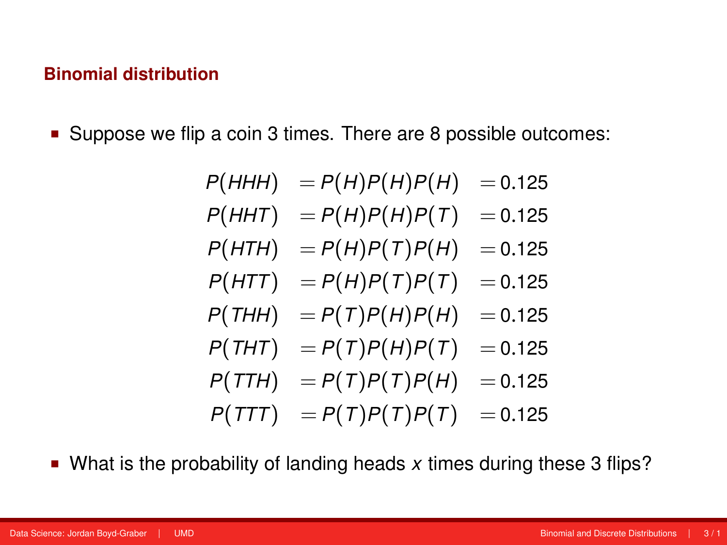## Binomial distribution

- Suppose we flip a coin 3 times. There are 8 possible outcomes:

$$
\begin{aligned}
P(HHH) &= P(H)P(H)P(H) &= 0.125 \\
P(HHT) &= P(H)P(H)P(T) &= 0.125 \\
P(HTH) &= P(H)P(T)P(H) &= 0.125 \\
P(HTT) &= P(H)P(T)P(T) &= 0.125 \\
P(THH) &= P(T)P(H)P(H) &= 0.125 \\
P(THT) &= P(T)P(H)P(T) &= 0.125 \\
P(TTH) &= P(T)P(T)P(H) &= 0.125 \\
P(TTT) &= P(T)P(T)P(T) &= 0.125
\end{aligned}
$$

- What is the probability of landing heads $x$ times during these 3 flips?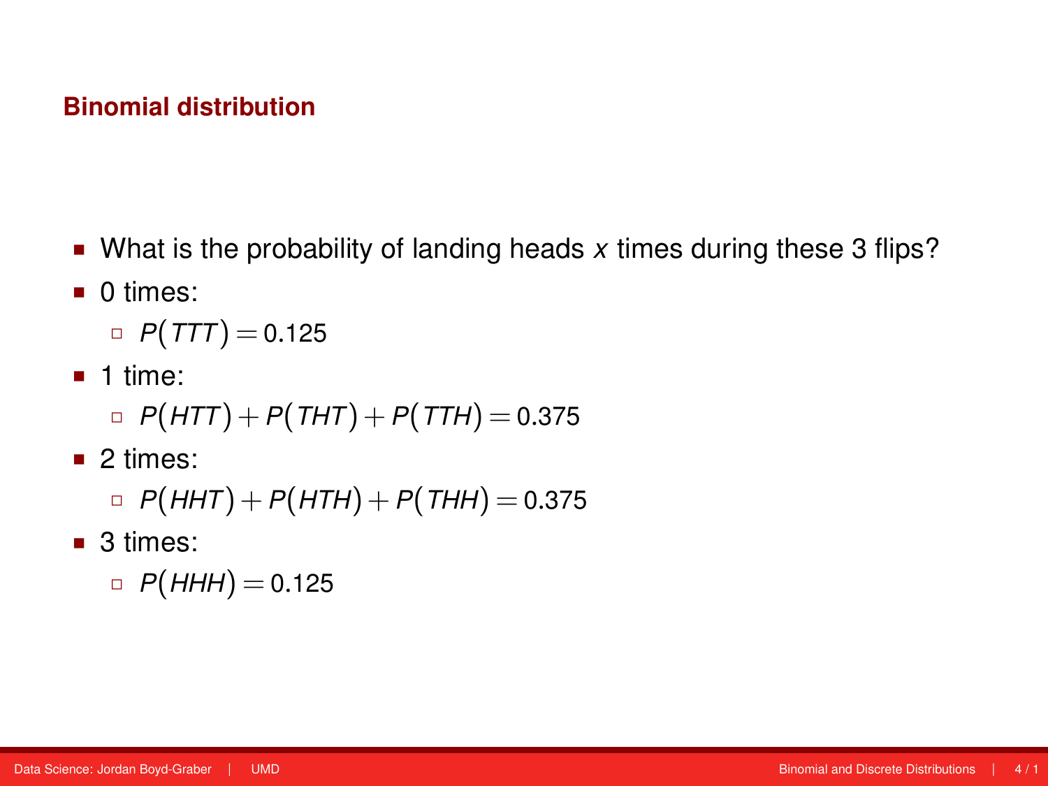## Binomial distribution

- What is the probability of landing heads $x$ times during these 3 flips?
- 0 times:
  - $P(TTT) = 0.125$
- 1 time:
  - $P(HTT) + P(THT) + P(TTH) = 0.375$
- 2 times:
  - $P(HHT) + P(HTH) + P(THH) = 0.375$
- 3 times:
  - $P(HHH) = 0.125$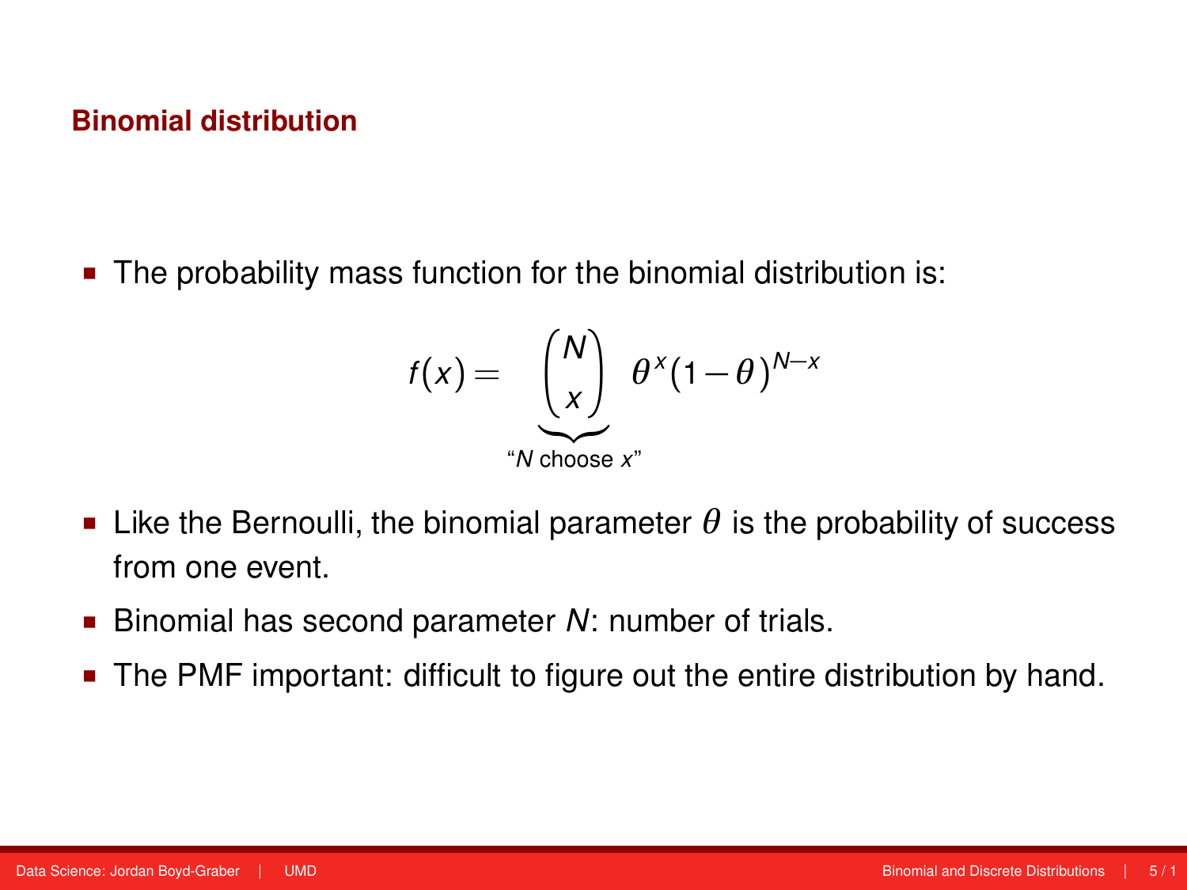## Binomial distribution

- The probability mass function for the binomial distribution is:

$$f(x) = \underbrace{\binom{N}{x}}_{\text{“}N\text{ choose }x\text{”}} \theta^{x}(1-\theta)^{N-x}$$

- Like the Bernoulli, the binomial parameter $\theta$ is the probability of success from one event.
- Binomial has second parameter $N$: number of trials.
- The PMF important: difficult to figure out the entire distribution by hand.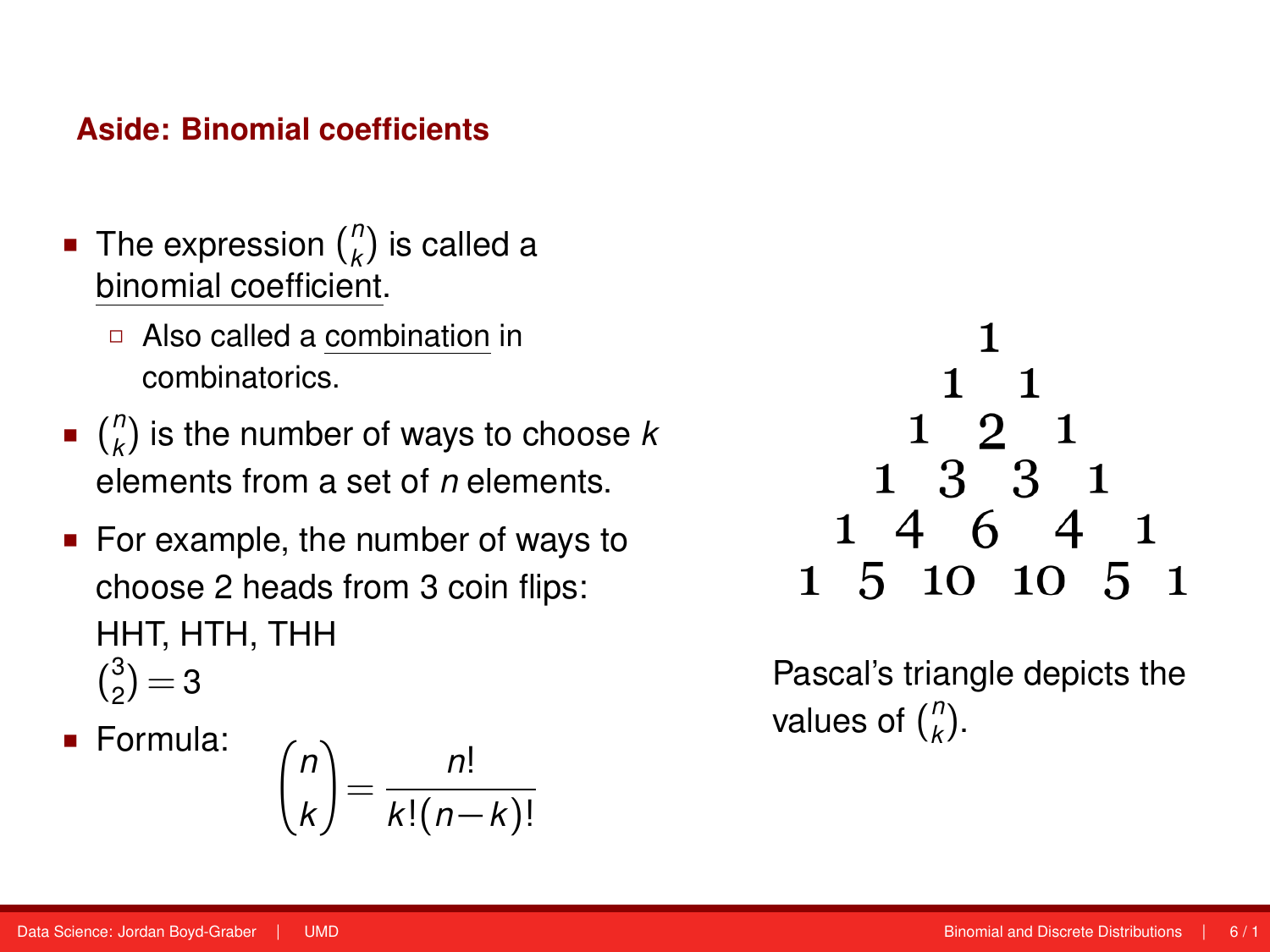### Aside: Binomial coefficients

- The expression $\binom{n}{k}$ is called a binomial coefficient.
  - Also called a combination in combinatorics.
- $\binom{n}{k}$ is the number of ways to choose $k$ elements from a set of $n$ elements.
- For example, the number of ways to choose 2 heads from 3 coin flips: HHT, HTH, THH
  $\binom{3}{2} = 3$
- Formula:

$$\binom{n}{k} = \frac{n!}{k!(n-k)!}$$

$$
\begin{array}{ccccccccccc}
 & & & & & 1 & & & & & \\
 & & & & 1 & & 1 & & & & \\
 & & & 1 & & 2 & & 1 & & & \\
 & & 1 & & 3 & & 3 & & 1 & & \\
 & 1 & & 4 & & 6 & & 4 & & 1 & \\
1 & & 5 & & 10 & & 10 & & 5 & & 1
\end{array}
$$

Pascal's triangle depicts the values of $\binom{n}{k}$.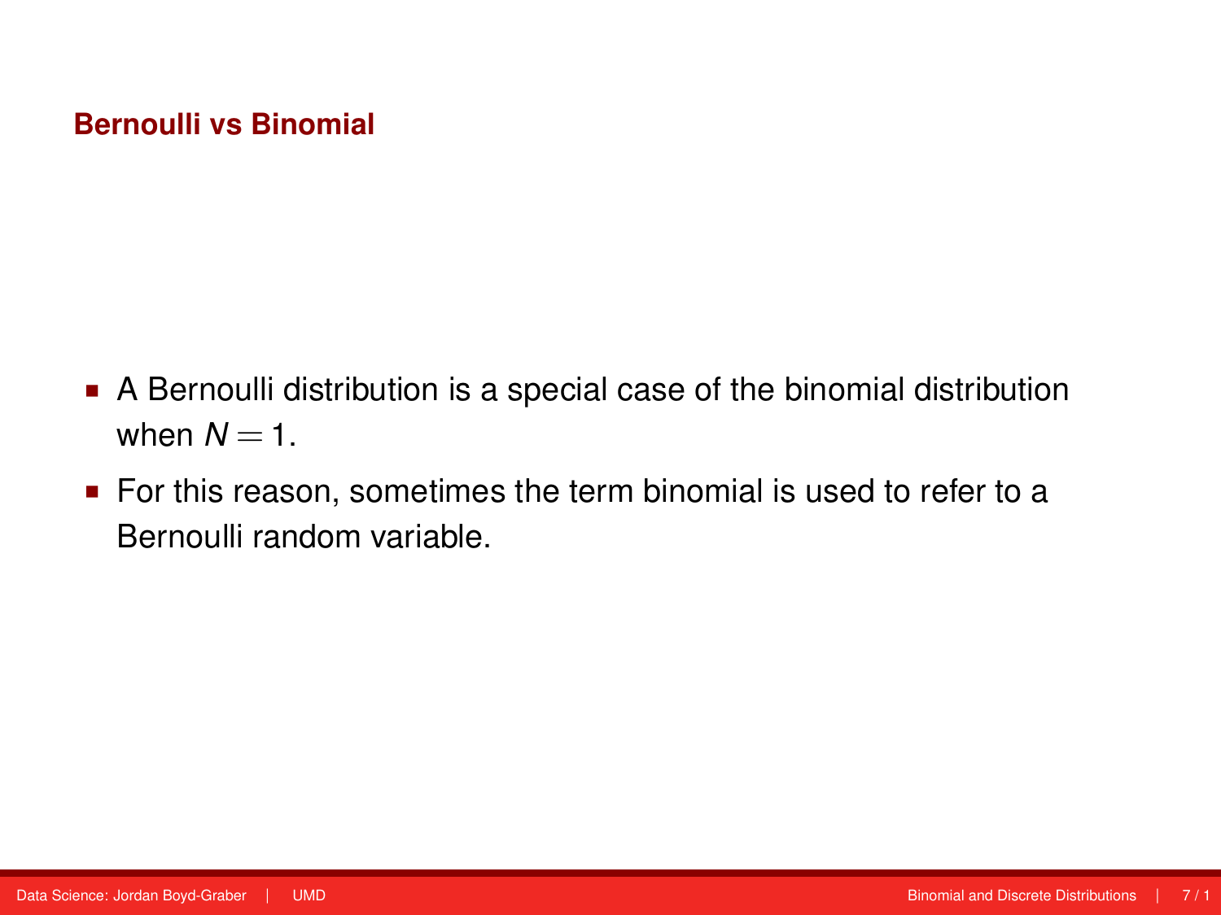## Bernoulli vs Binomial

- A Bernoulli distribution is a special case of the binomial distribution when $N = 1$.
- For this reason, sometimes the term binomial is used to refer to a Bernoulli random variable.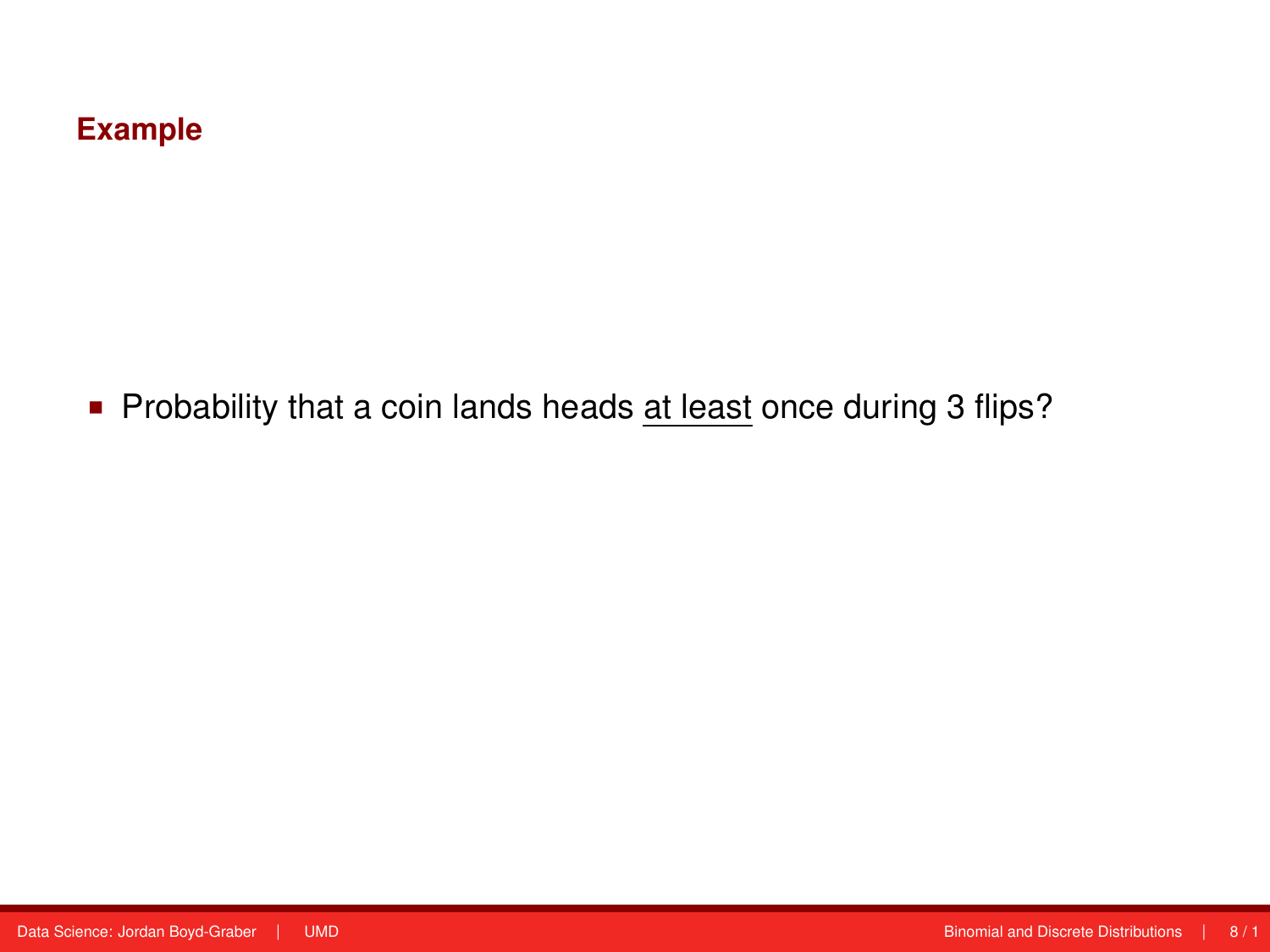## Example

- Probability that a coin lands heads <u>at least</u> once during 3 flips?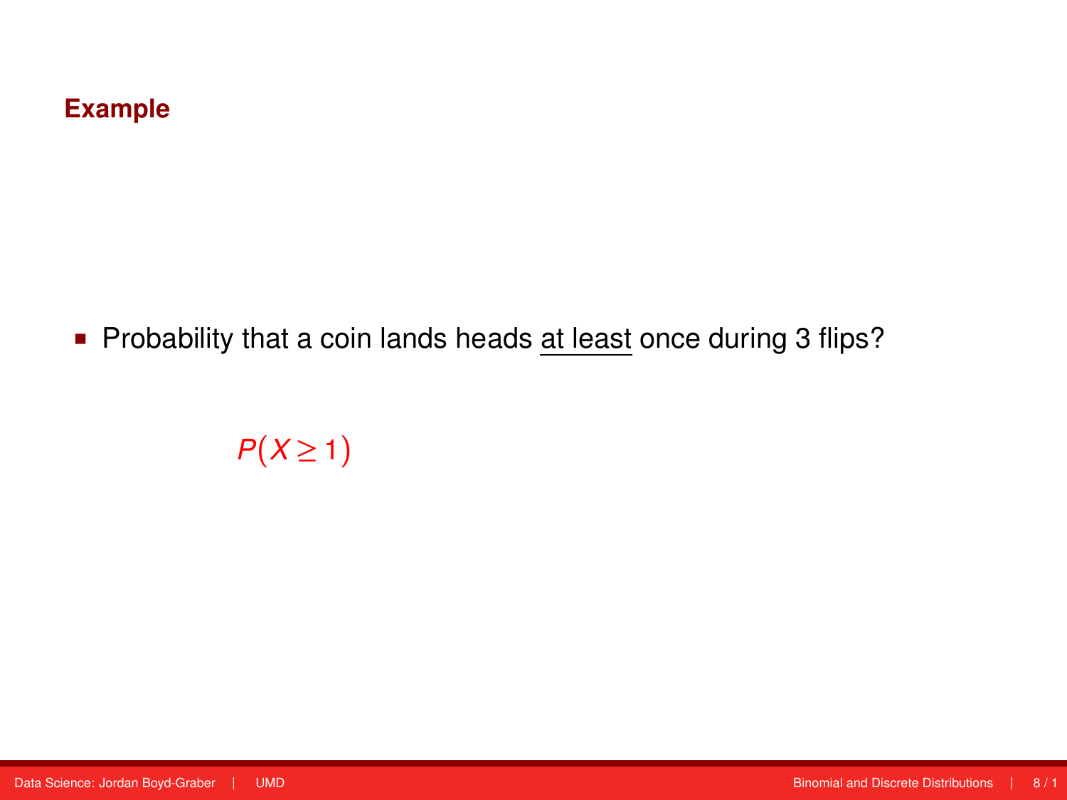## Example

- Probability that a coin lands heads at least once during 3 flips?

$$P(X \geq 1)$$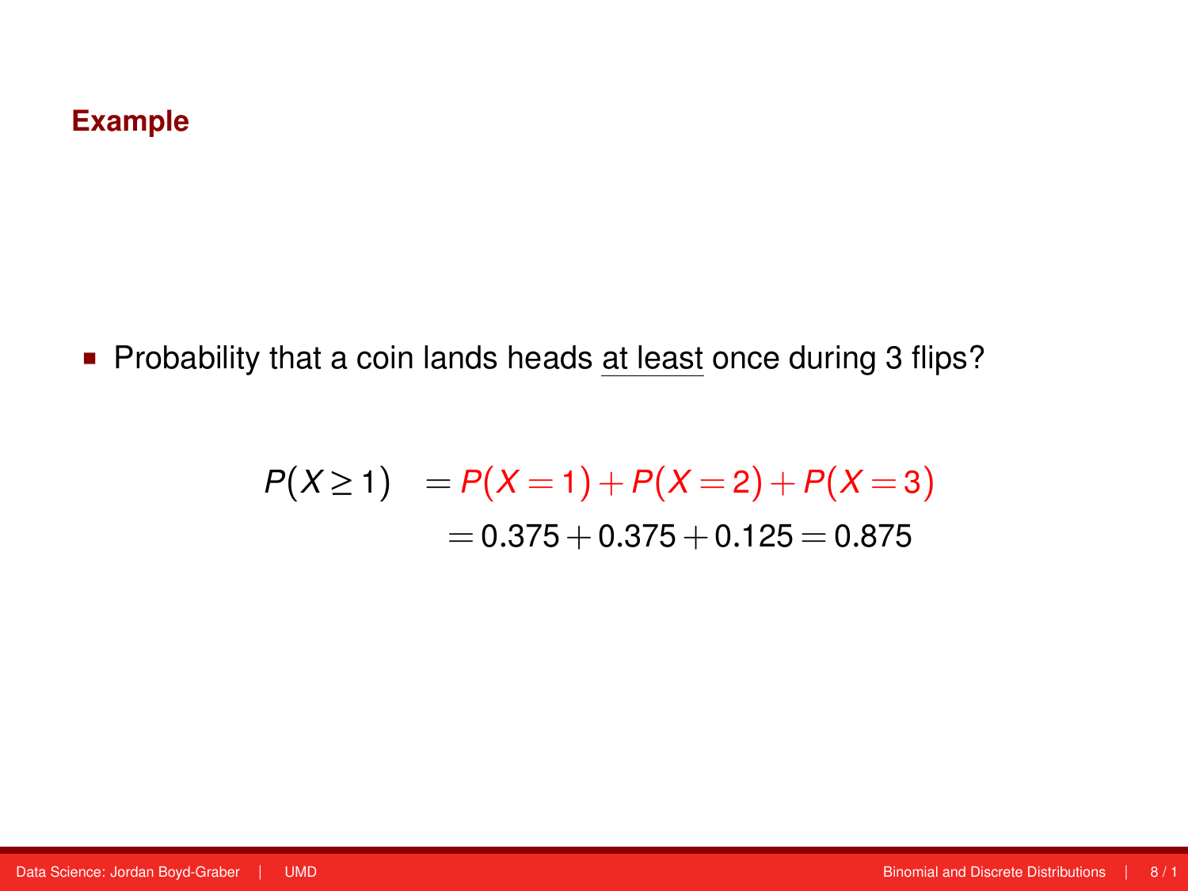## Example

- Probability that a coin lands heads at least once during 3 flips?

$$
\begin{aligned}
P(X \geq 1) &= P(X=1) + P(X=2) + P(X=3) \\
&= 0.375 + 0.375 + 0.125 = 0.875
\end{aligned}
$$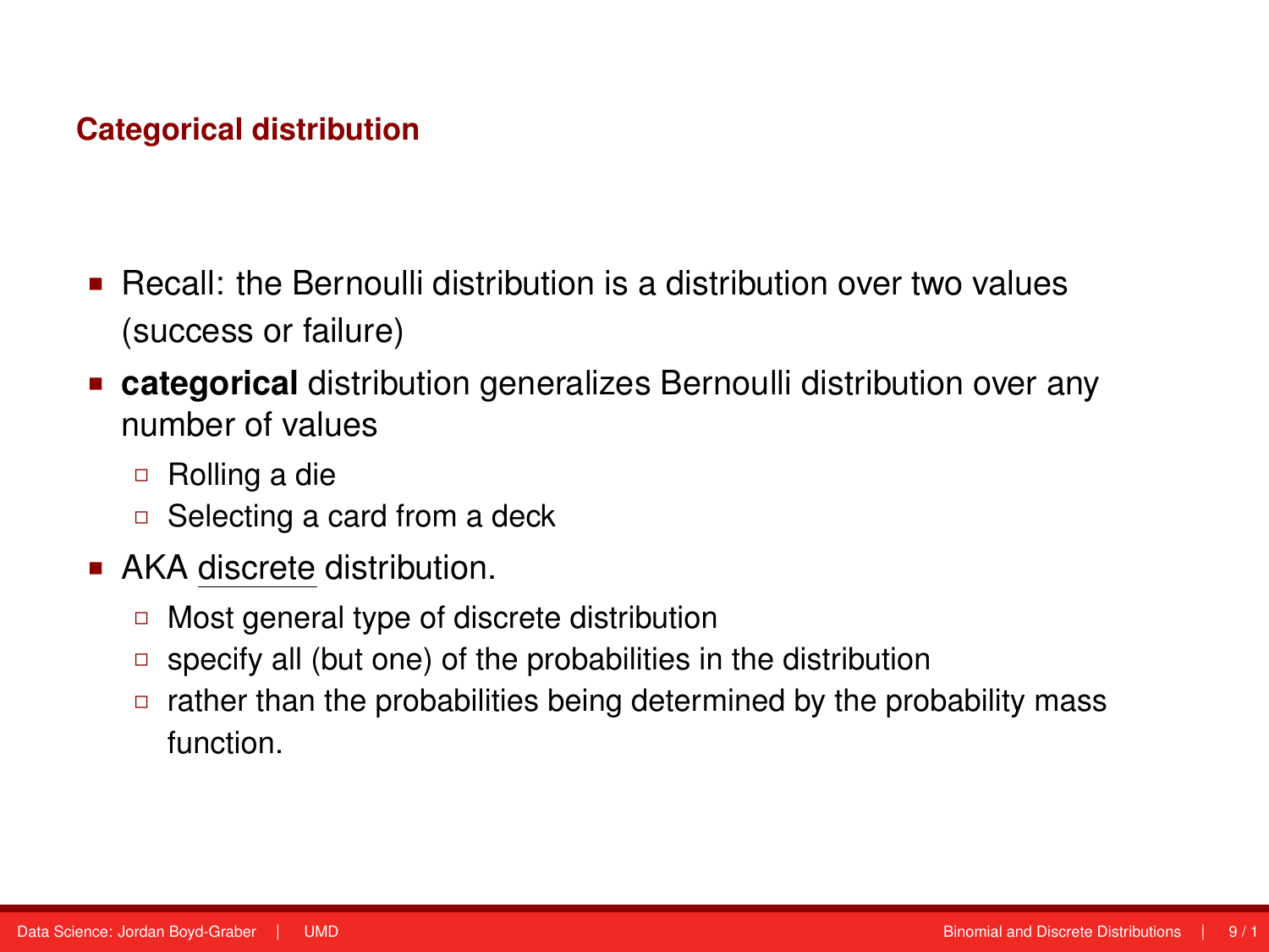## Categorical distribution

- Recall: the Bernoulli distribution is a distribution over two values (success or failure)
- **categorical** distribution generalizes Bernoulli distribution over any number of values
  - Rolling a die
  - Selecting a card from a deck
- AKA discrete distribution.
  - Most general type of discrete distribution
  - specify all (but one) of the probabilities in the distribution
  - rather than the probabilities being determined by the probability mass function.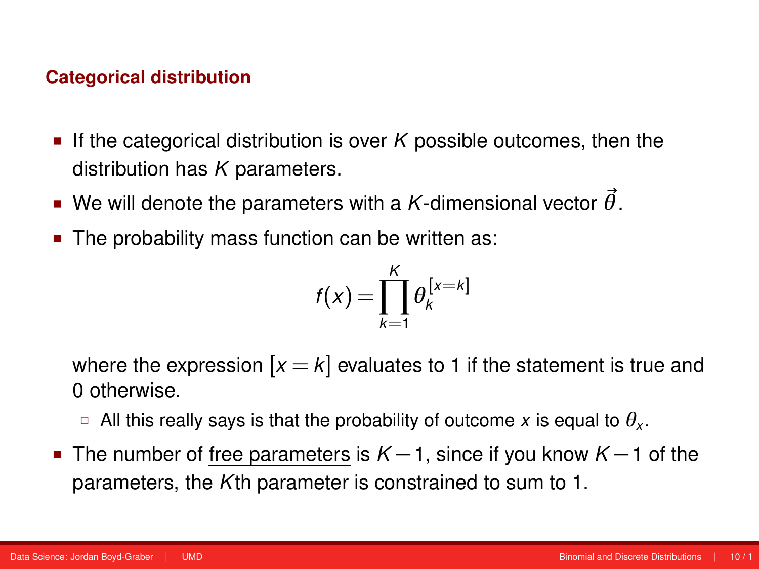### Categorical distribution

- If the categorical distribution is over $K$ possible outcomes, then the distribution has $K$ parameters.
- We will denote the parameters with a $K$-dimensional vector $\vec{\theta}$.
- The probability mass function can be written as:

$$f(x) = \prod_{k=1}^{K} \theta_k^{[x=k]}$$

  where the expression $[x = k]$ evaluates to 1 if the statement is true and 0 otherwise.

  - All this really says is that the probability of outcome $x$ is equal to $\theta_x$.

- The number of free parameters is $K - 1$, since if you know $K - 1$ of the parameters, the $K$th parameter is constrained to sum to 1.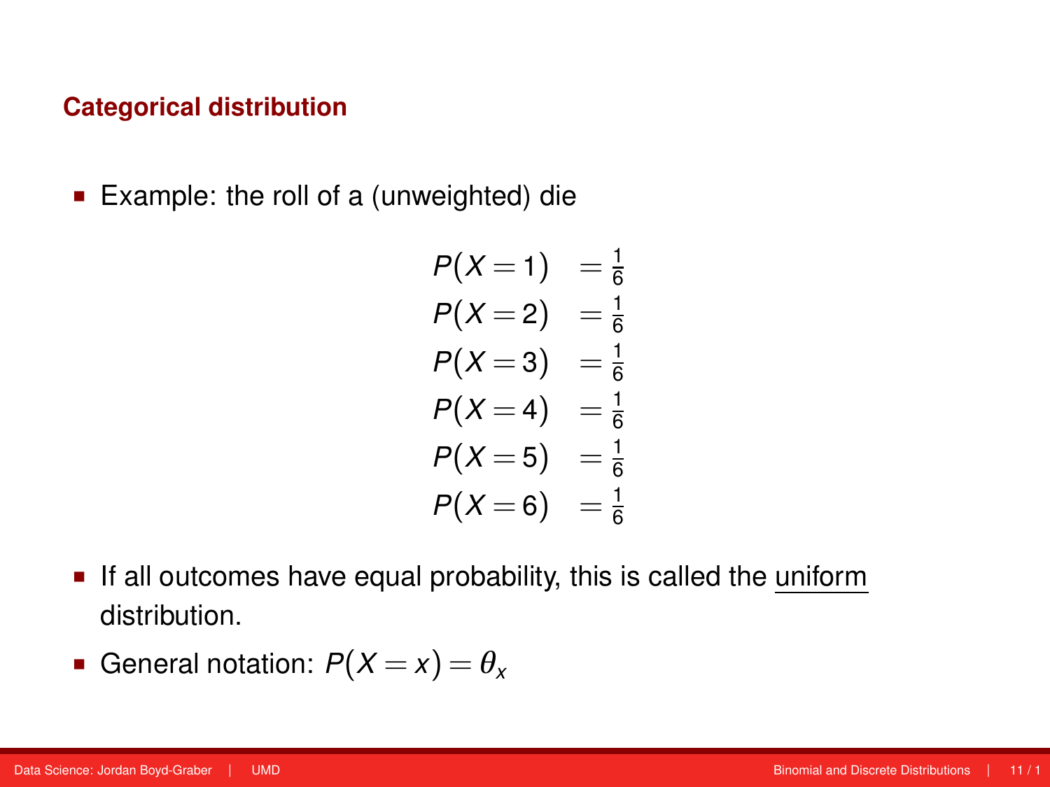## Categorical distribution

- Example: the roll of a (unweighted) die

$$
\begin{aligned}
P(X=1) &= \tfrac{1}{6} \\
P(X=2) &= \tfrac{1}{6} \\
P(X=3) &= \tfrac{1}{6} \\
P(X=4) &= \tfrac{1}{6} \\
P(X=5) &= \tfrac{1}{6} \\
P(X=6) &= \tfrac{1}{6}
\end{aligned}
$$

- If all outcomes have equal probability, this is called the uniform distribution.
- General notation: $P(X=x)=\theta_x$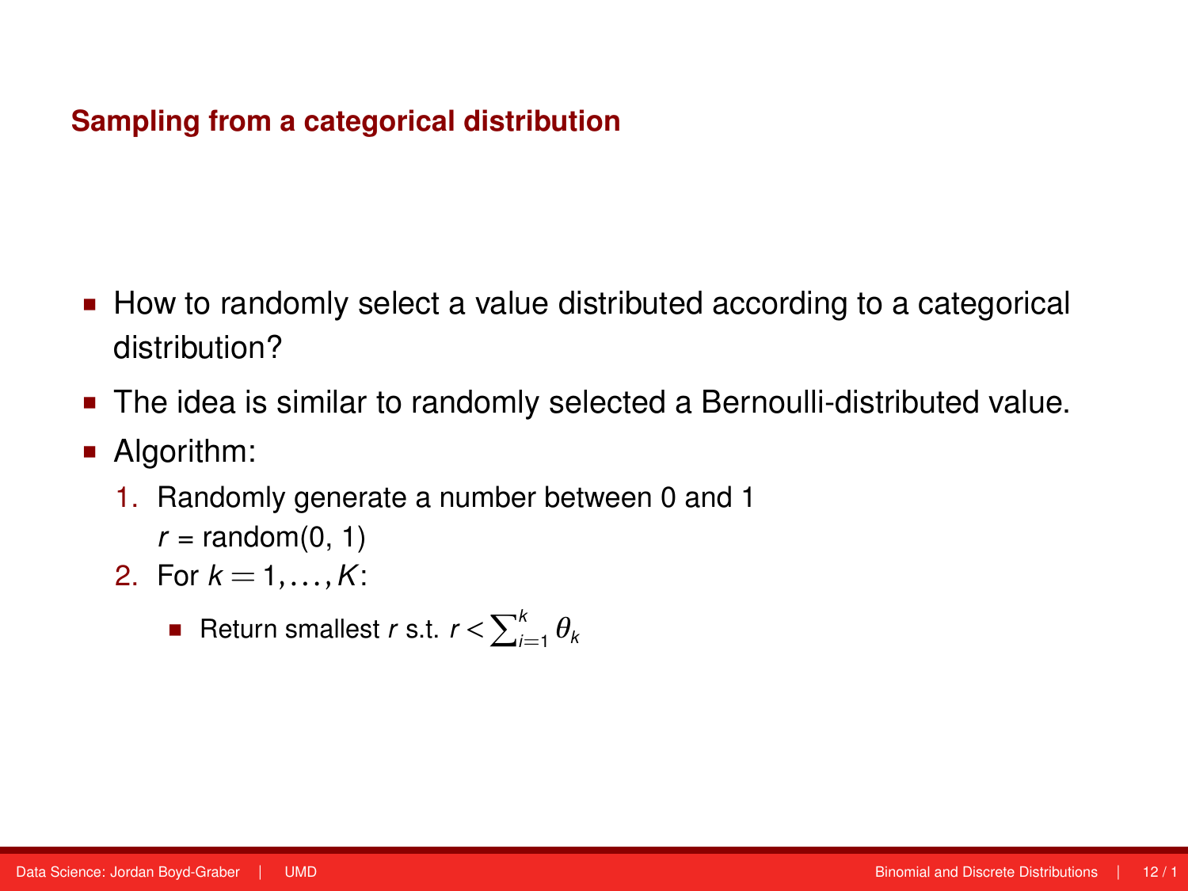## Sampling from a categorical distribution

- How to randomly select a value distributed according to a categorical distribution?
- The idea is similar to randomly selected a Bernoulli-distributed value.
- Algorithm:
  1. Randomly generate a number between 0 and 1
     $r$ = random(0, 1)
  2. For $k = 1, \ldots, K$:
     - Return smallest $r$ s.t. $r < \sum_{i=1}^{k} \theta_k$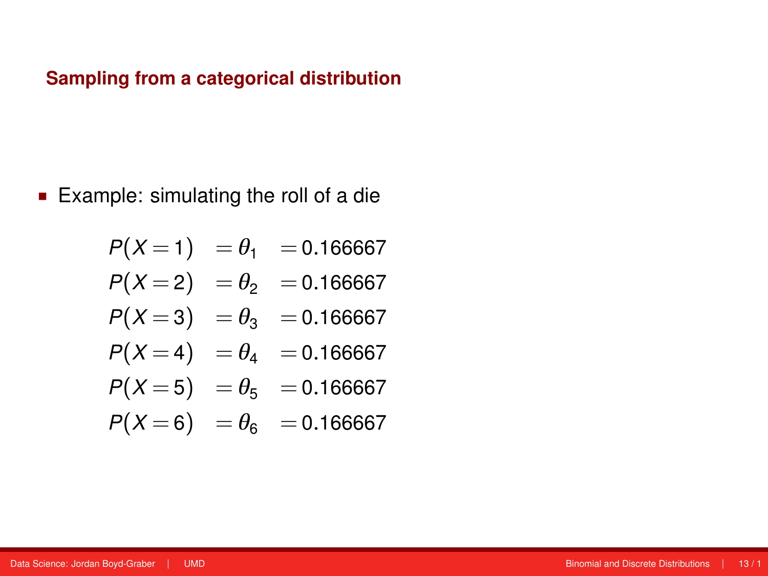## Sampling from a categorical distribution

- Example: simulating the roll of a die

$$
\begin{aligned}
P(X=1) &= \theta_1 &= 0.166667 \\
P(X=2) &= \theta_2 &= 0.166667 \\
P(X=3) &= \theta_3 &= 0.166667 \\
P(X=4) &= \theta_4 &= 0.166667 \\
P(X=5) &= \theta_5 &= 0.166667 \\
P(X=6) &= \theta_6 &= 0.166667
\end{aligned}
$$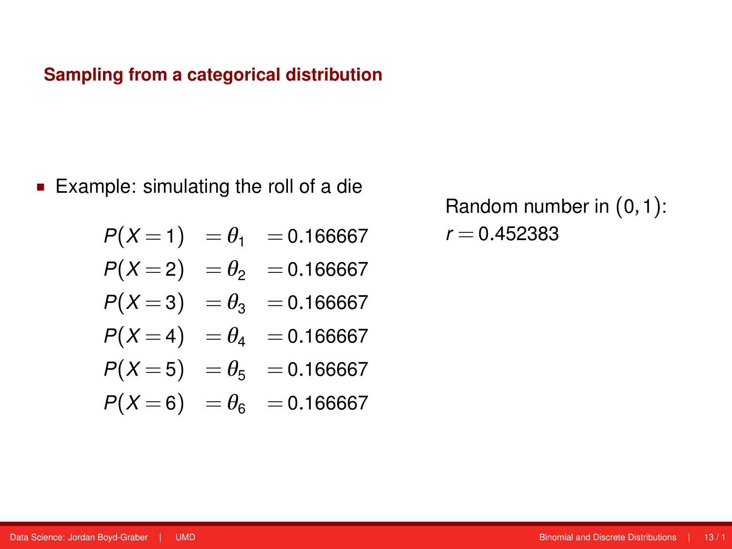## Sampling from a categorical distribution

- Example: simulating the roll of a die

$$
\begin{aligned}
P(X=1) &= \theta_1 &= 0.166667 \\
P(X=2) &= \theta_2 &= 0.166667 \\
P(X=3) &= \theta_3 &= 0.166667 \\
P(X=4) &= \theta_4 &= 0.166667 \\
P(X=5) &= \theta_5 &= 0.166667 \\
P(X=6) &= \theta_6 &= 0.166667
\end{aligned}
$$

Random number in $(0,1)$:
$r = 0.452383$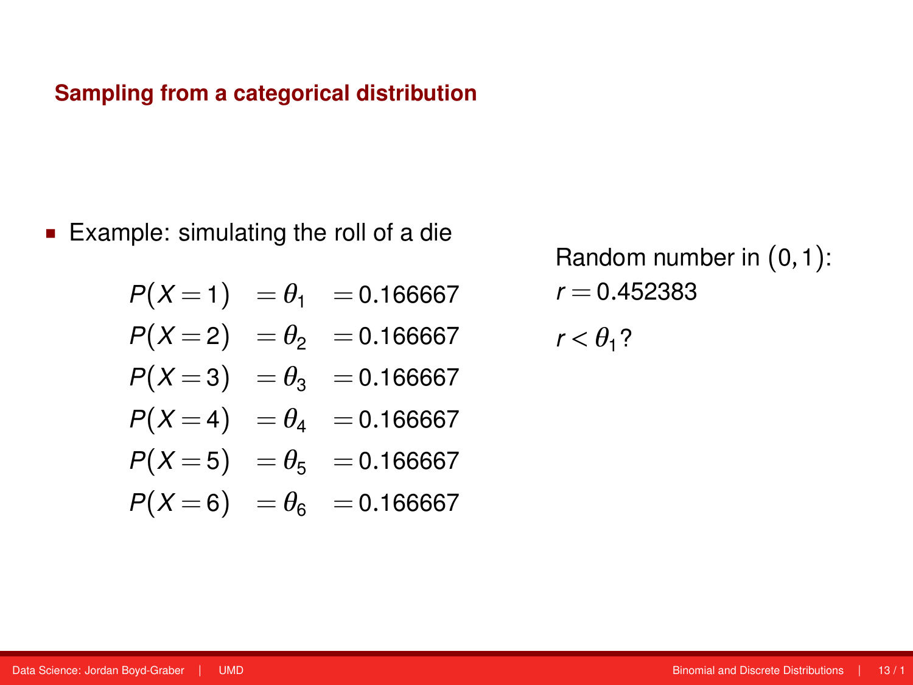## Sampling from a categorical distribution

- Example: simulating the roll of a die

$$
\begin{aligned}
P(X=1) &= \theta_1 &= 0.166667 \\
P(X=2) &= \theta_2 &= 0.166667 \\
P(X=3) &= \theta_3 &= 0.166667 \\
P(X=4) &= \theta_4 &= 0.166667 \\
P(X=5) &= \theta_5 &= 0.166667 \\
P(X=6) &= \theta_6 &= 0.166667
\end{aligned}
$$

Random number in $(0,1)$:
$r = 0.452383$

$r < \theta_1$?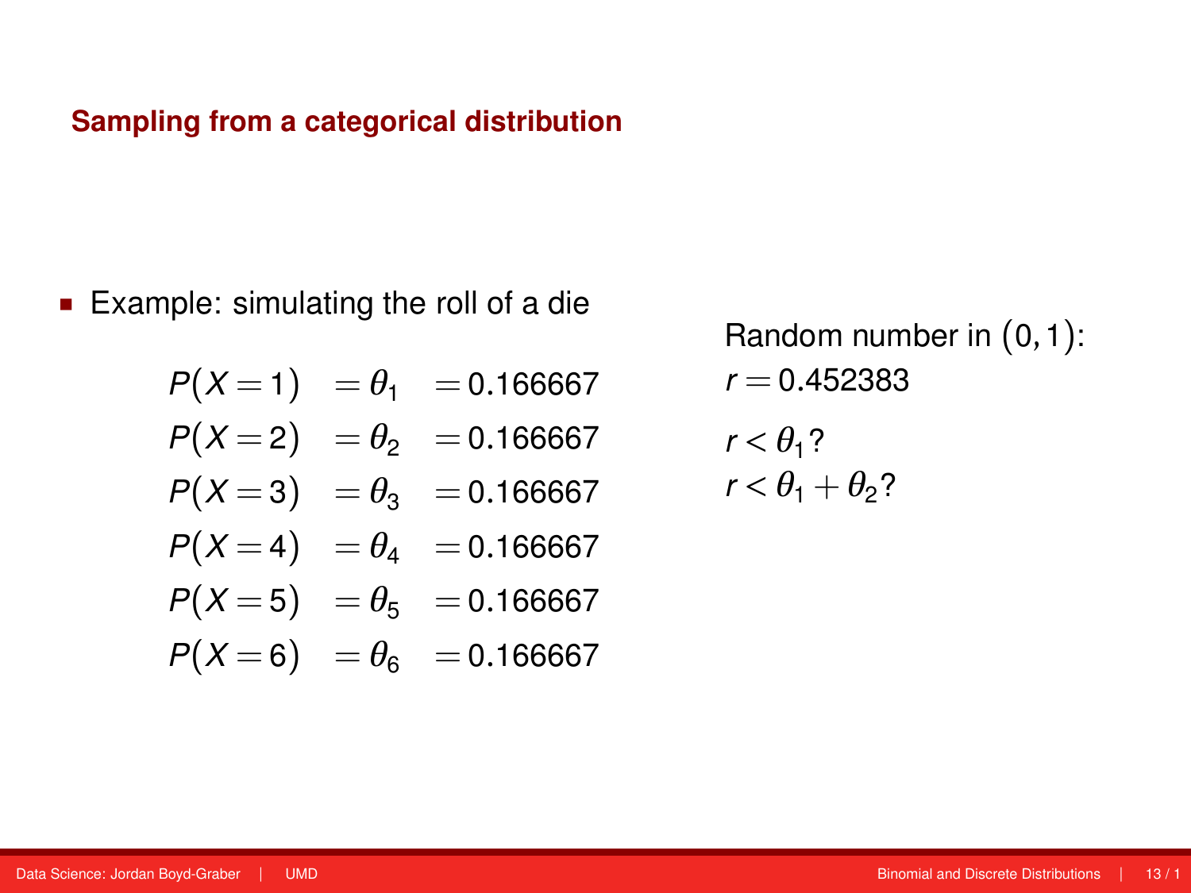## Sampling from a categorical distribution

- Example: simulating the roll of a die

$$
\begin{aligned}
P(X=1) &= \theta_1 = 0.166667 \\
P(X=2) &= \theta_2 = 0.166667 \\
P(X=3) &= \theta_3 = 0.166667 \\
P(X=4) &= \theta_4 = 0.166667 \\
P(X=5) &= \theta_5 = 0.166667 \\
P(X=6) &= \theta_6 = 0.166667
\end{aligned}
$$

Random number in $(0,1)$:
$r = 0.452383$

$r < \theta_1$?
$r < \theta_1 + \theta_2$?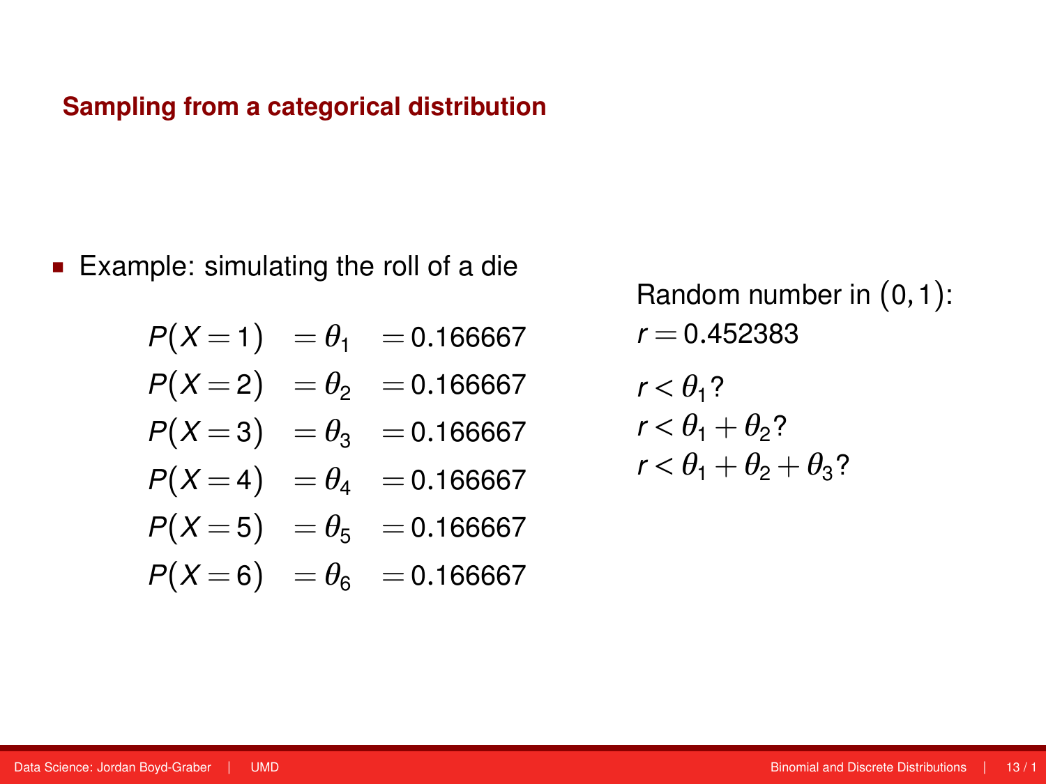## Sampling from a categorical distribution

- Example: simulating the roll of a die

$$
\begin{aligned}
P(X=1) &= \theta_1 &= 0.166667 \\
P(X=2) &= \theta_2 &= 0.166667 \\
P(X=3) &= \theta_3 &= 0.166667 \\
P(X=4) &= \theta_4 &= 0.166667 \\
P(X=5) &= \theta_5 &= 0.166667 \\
P(X=6) &= \theta_6 &= 0.166667
\end{aligned}
$$

Random number in $(0,1)$:
$r = 0.452383$

$r < \theta_1$?
$r < \theta_1 + \theta_2$?
$r < \theta_1 + \theta_2 + \theta_3$?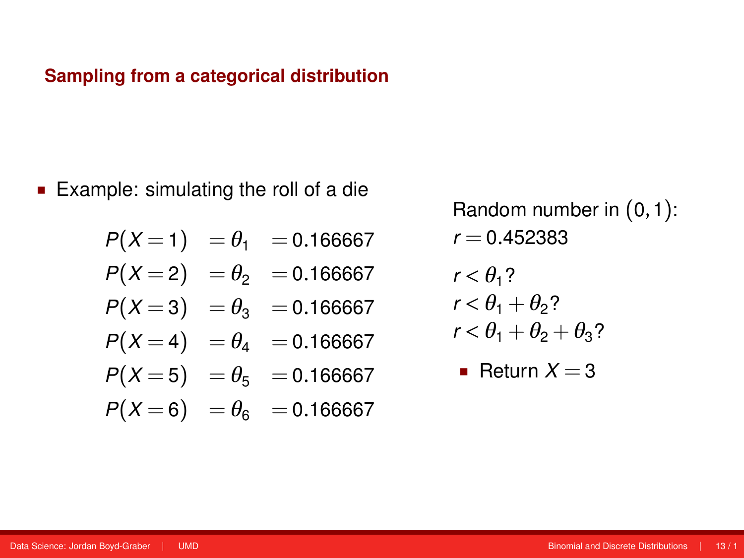## Sampling from a categorical distribution

- Example: simulating the roll of a die

$$
\begin{aligned}
P(X=1) &= \theta_1 &= 0.166667 \\
P(X=2) &= \theta_2 &= 0.166667 \\
P(X=3) &= \theta_3 &= 0.166667 \\
P(X=4) &= \theta_4 &= 0.166667 \\
P(X=5) &= \theta_5 &= 0.166667 \\
P(X=6) &= \theta_6 &= 0.166667
\end{aligned}
$$

Random number in $(0,1)$:
$r = 0.452383$

$r < \theta_1$?
$r < \theta_1 + \theta_2$?
$r < \theta_1 + \theta_2 + \theta_3$?

- Return $X = 3$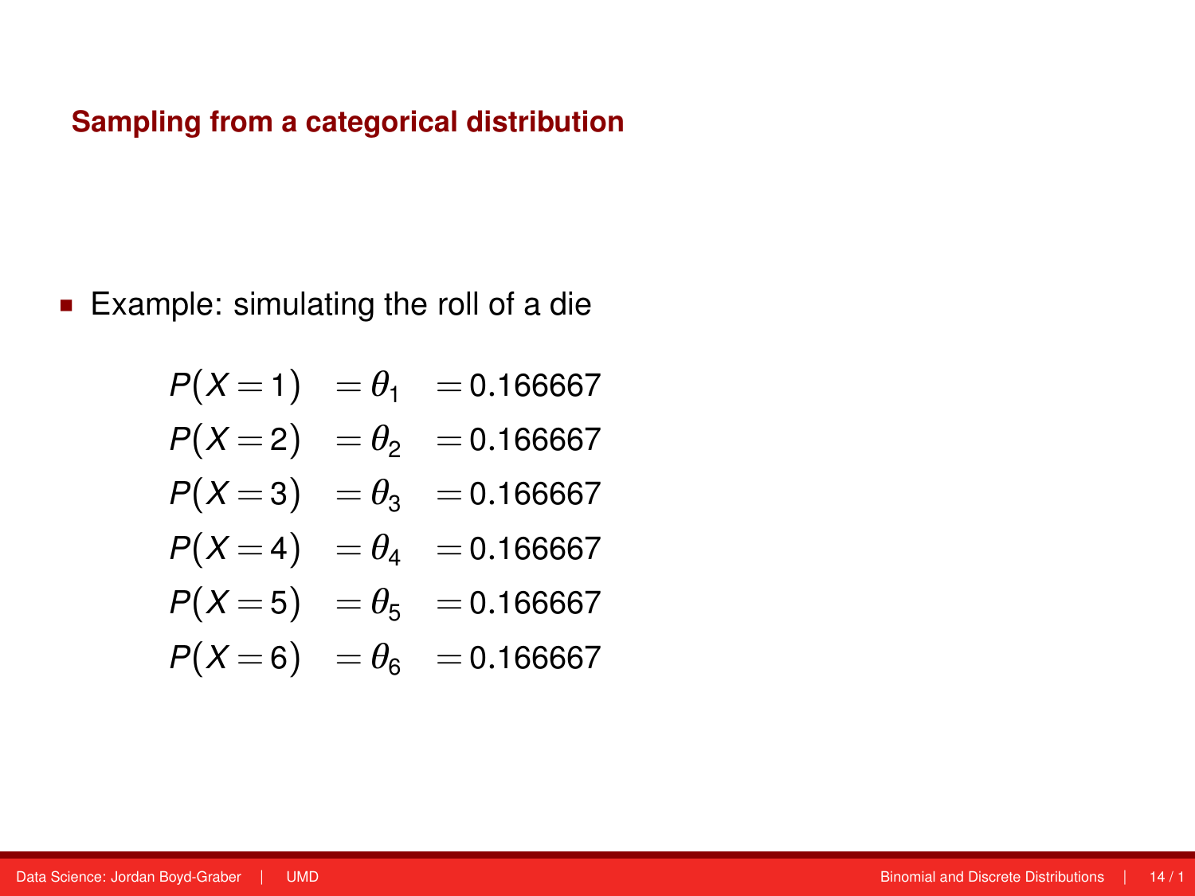## Sampling from a categorical distribution

- Example: simulating the roll of a die

$$
\begin{aligned}
P(X=1) &= \theta_1 &= 0.166667 \\
P(X=2) &= \theta_2 &= 0.166667 \\
P(X=3) &= \theta_3 &= 0.166667 \\
P(X=4) &= \theta_4 &= 0.166667 \\
P(X=5) &= \theta_5 &= 0.166667 \\
P(X=6) &= \theta_6 &= 0.166667
\end{aligned}
$$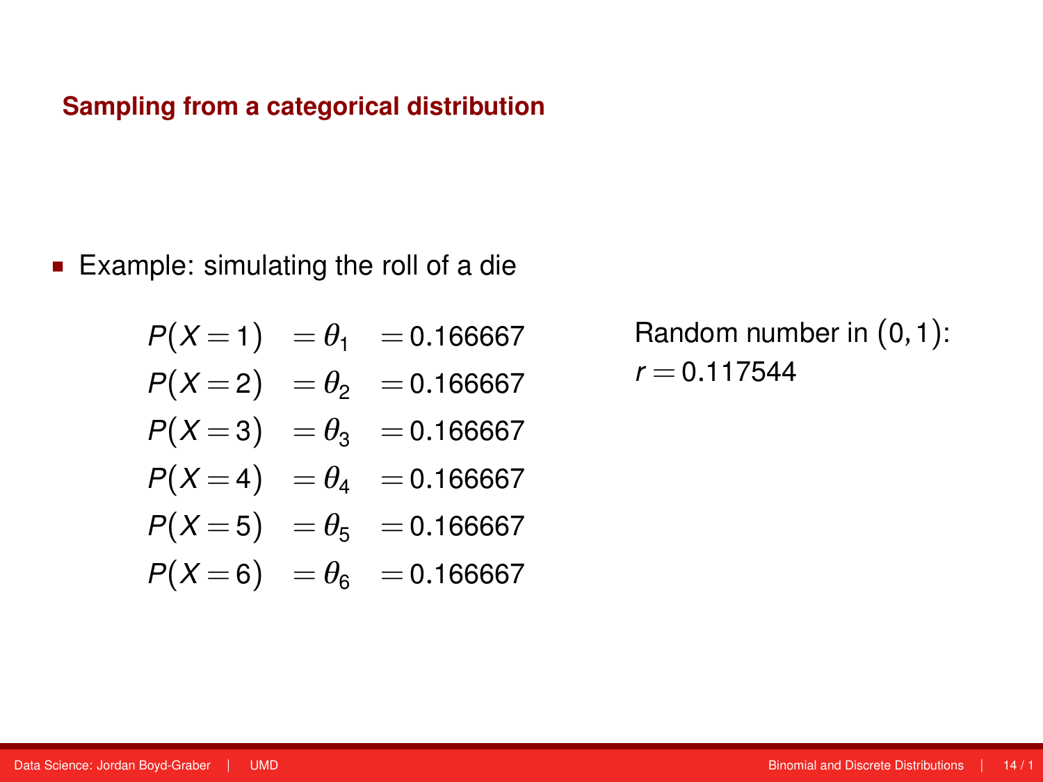## Sampling from a categorical distribution

- Example: simulating the roll of a die

$$
\begin{aligned}
P(X=1) &= \theta_1 &= 0.166667 \\
P(X=2) &= \theta_2 &= 0.166667 \\
P(X=3) &= \theta_3 &= 0.166667 \\
P(X=4) &= \theta_4 &= 0.166667 \\
P(X=5) &= \theta_5 &= 0.166667 \\
P(X=6) &= \theta_6 &= 0.166667
\end{aligned}
$$

Random number in $(0,1)$:
$r = 0.117544$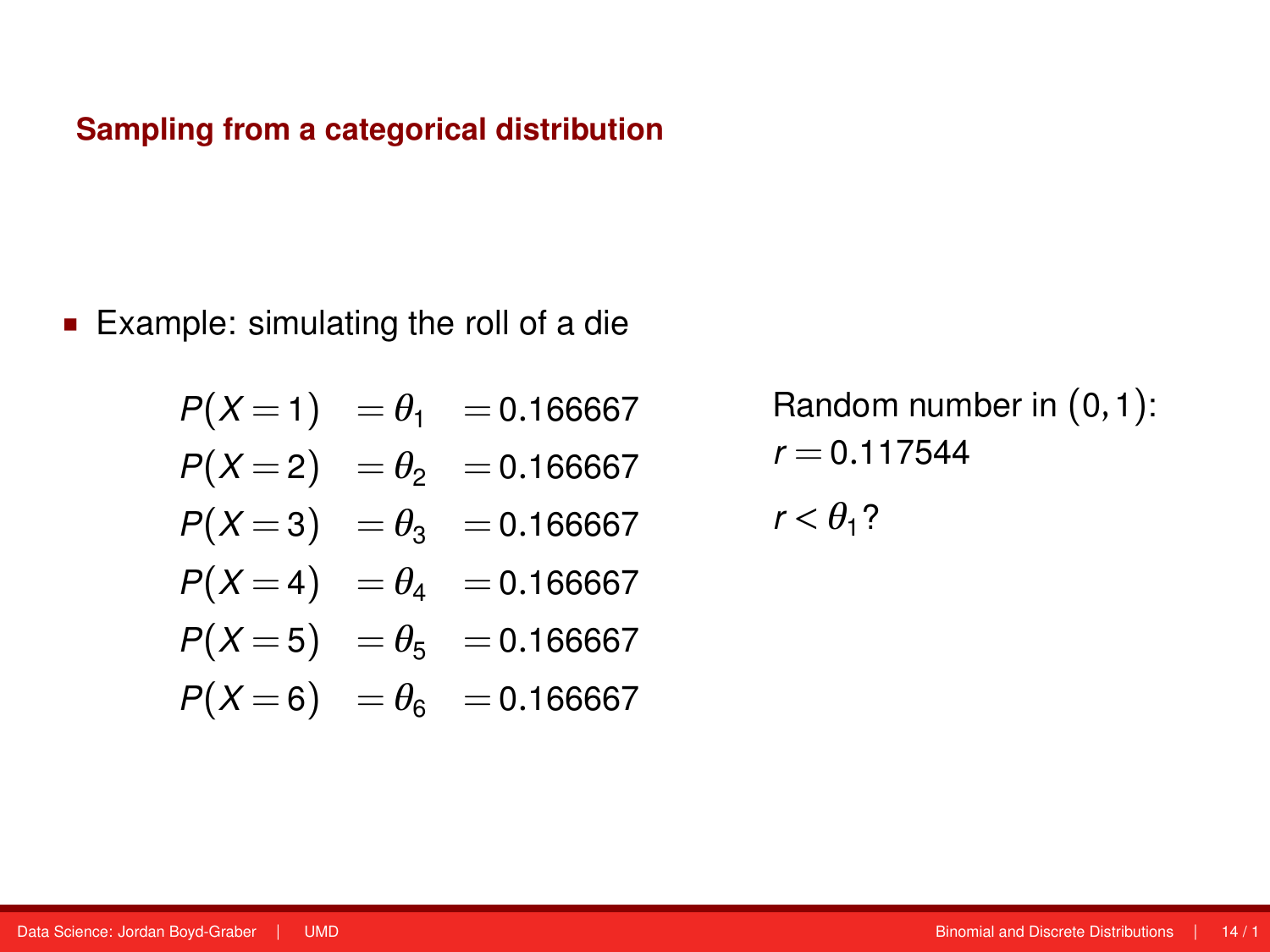## Sampling from a categorical distribution

- Example: simulating the roll of a die

$$
\begin{aligned}
P(X=1) &= \theta_1 &= 0.166667 \\
P(X=2) &= \theta_2 &= 0.166667 \\
P(X=3) &= \theta_3 &= 0.166667 \\
P(X=4) &= \theta_4 &= 0.166667 \\
P(X=5) &= \theta_5 &= 0.166667 \\
P(X=6) &= \theta_6 &= 0.166667
\end{aligned}
$$

Random number in $(0,1)$:
$r = 0.117544$

$r < \theta_1$?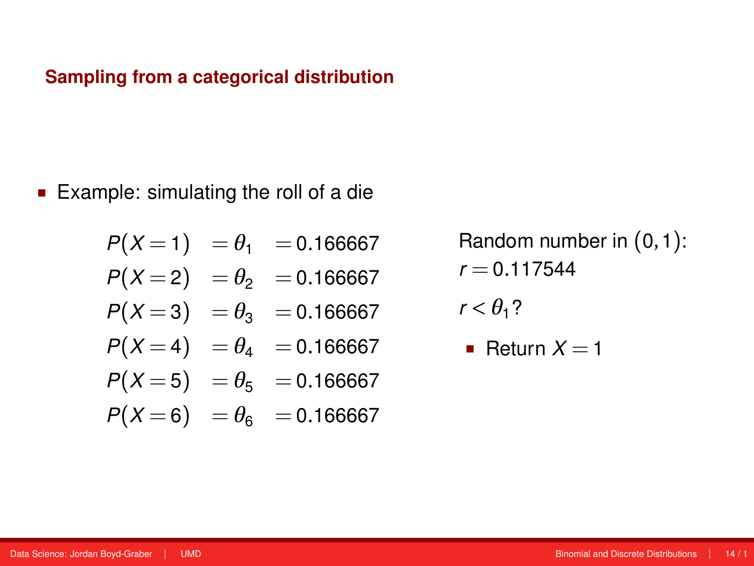## Sampling from a categorical distribution

- Example: simulating the roll of a die

$$
\begin{aligned}
P(X=1) &= \theta_1 &= 0.166667 \\
P(X=2) &= \theta_2 &= 0.166667 \\
P(X=3) &= \theta_3 &= 0.166667 \\
P(X=4) &= \theta_4 &= 0.166667 \\
P(X=5) &= \theta_5 &= 0.166667 \\
P(X=6) &= \theta_6 &= 0.166667
\end{aligned}
$$

Random number in $(0,1)$:
$r = 0.117544$

$r < \theta_1$?

- Return $X = 1$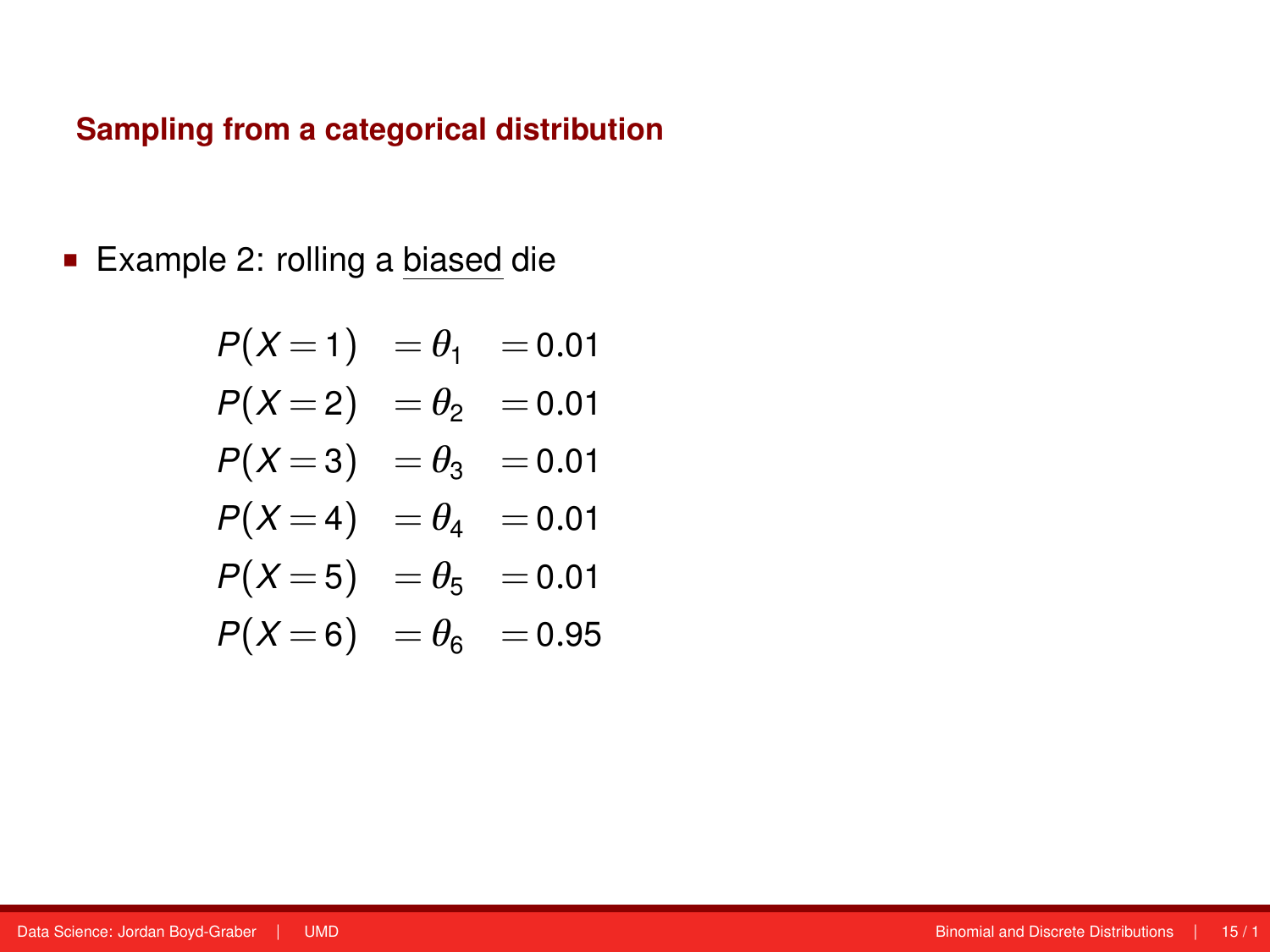## Sampling from a categorical distribution

- Example 2: rolling a biased die

$$
\begin{aligned}
P(X=1) &= \theta_1 &= 0.01 \\
P(X=2) &= \theta_2 &= 0.01 \\
P(X=3) &= \theta_3 &= 0.01 \\
P(X=4) &= \theta_4 &= 0.01 \\
P(X=5) &= \theta_5 &= 0.01 \\
P(X=6) &= \theta_6 &= 0.95
\end{aligned}
$$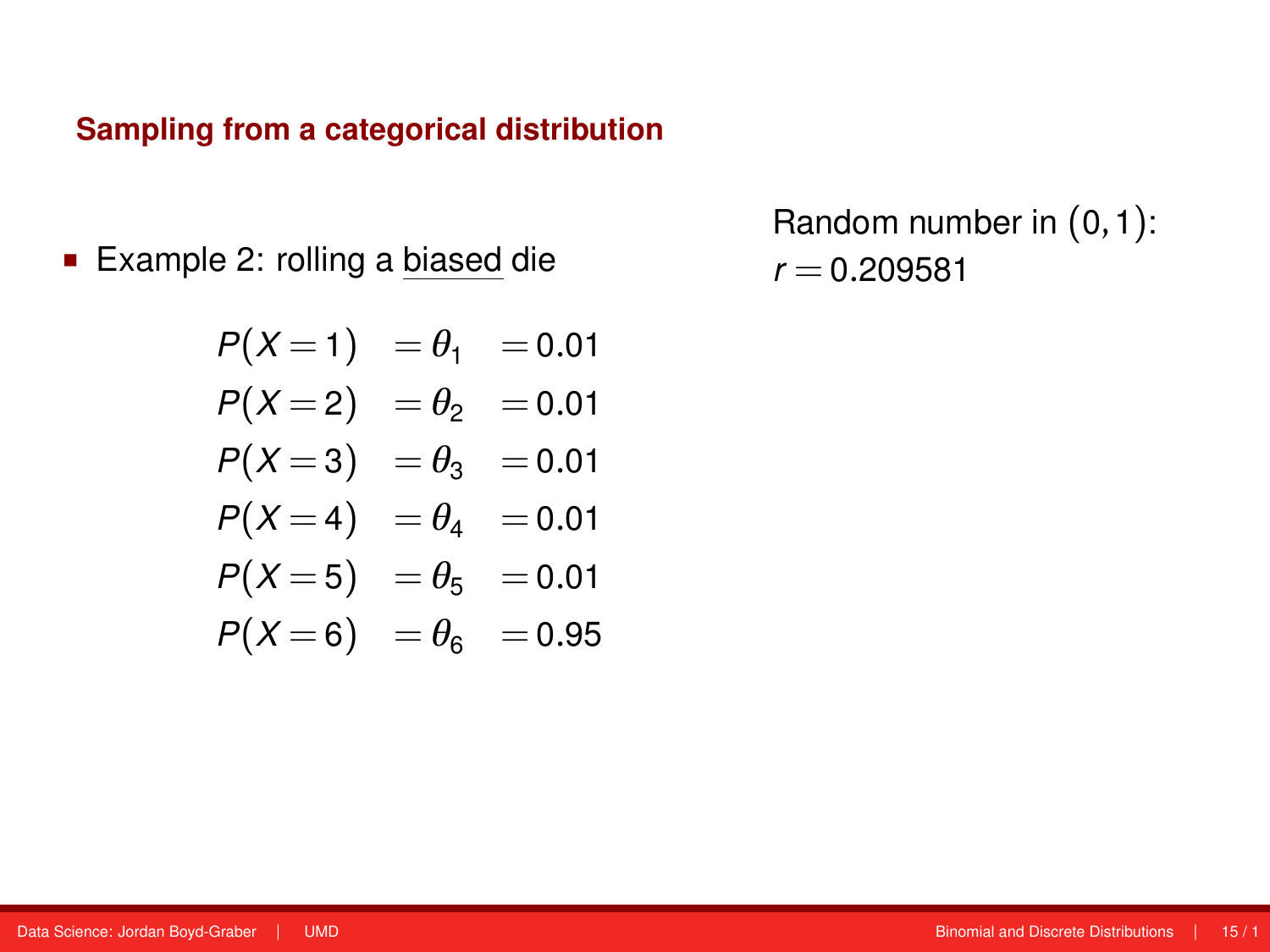## Sampling from a categorical distribution

- Example 2: rolling a biased die

$$
\begin{aligned}
P(X=1) &= \theta_1 &= 0.01 \\
P(X=2) &= \theta_2 &= 0.01 \\
P(X=3) &= \theta_3 &= 0.01 \\
P(X=4) &= \theta_4 &= 0.01 \\
P(X=5) &= \theta_5 &= 0.01 \\
P(X=6) &= \theta_6 &= 0.95
\end{aligned}
$$

Random number in $(0,1)$:
$r = 0.209581$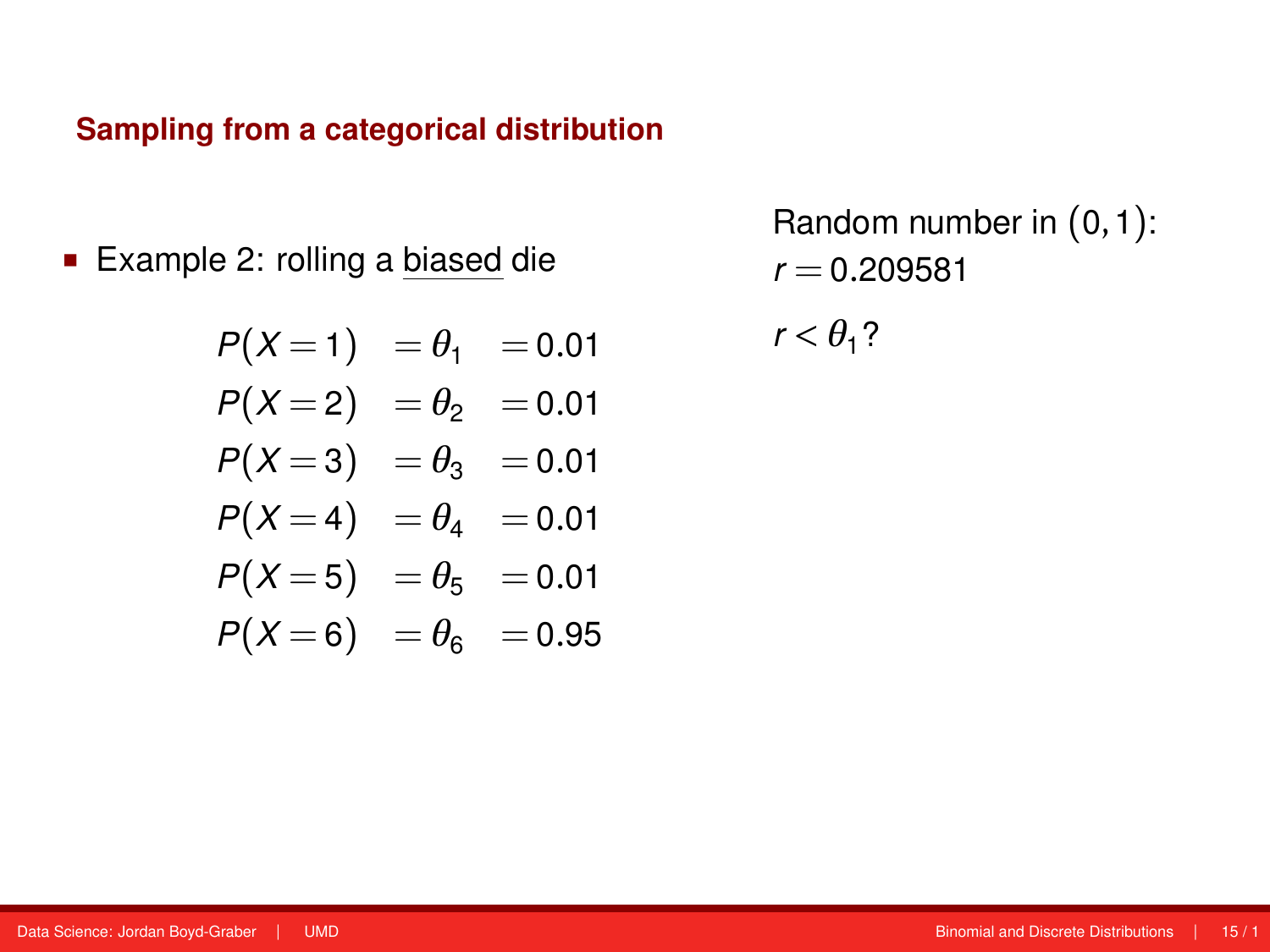## Sampling from a categorical distribution

- Example 2: rolling a biased die

$$
\begin{aligned}
P(X=1) &= \theta_1 &= 0.01 \\
P(X=2) &= \theta_2 &= 0.01 \\
P(X=3) &= \theta_3 &= 0.01 \\
P(X=4) &= \theta_4 &= 0.01 \\
P(X=5) &= \theta_5 &= 0.01 \\
P(X=6) &= \theta_6 &= 0.95
\end{aligned}
$$

Random number in $(0,1)$:
$r = 0.209581$

$r < \theta_1$?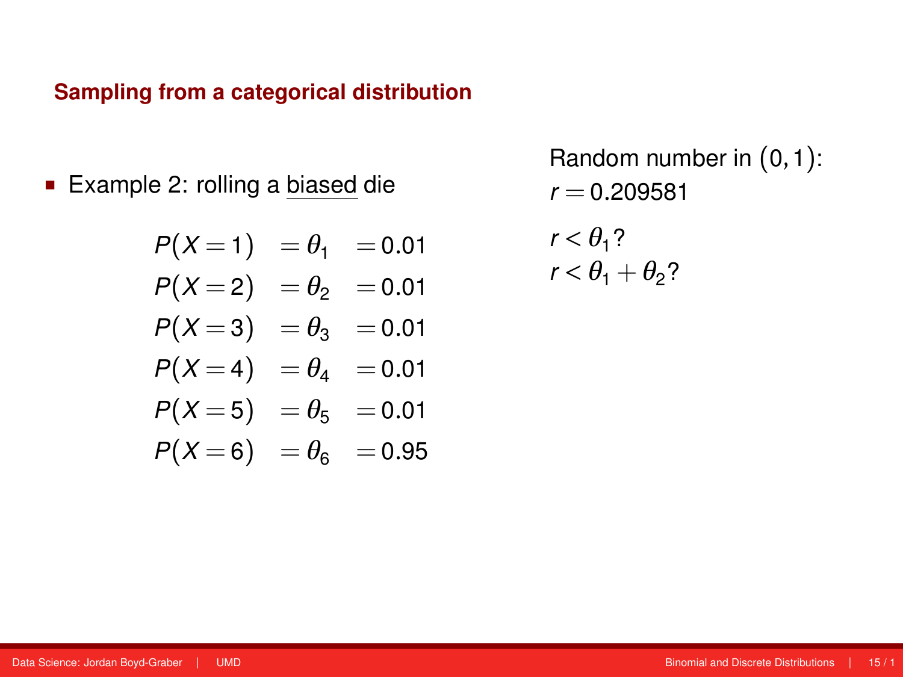### Sampling from a categorical distribution

- Example 2: rolling a <u>biased</u> die

$$
\begin{aligned}
P(X=1) &= \theta_1 &= 0.01 \\
P(X=2) &= \theta_2 &= 0.01 \\
P(X=3) &= \theta_3 &= 0.01 \\
P(X=4) &= \theta_4 &= 0.01 \\
P(X=5) &= \theta_5 &= 0.01 \\
P(X=6) &= \theta_6 &= 0.95
\end{aligned}
$$

Random number in $(0,1)$:
$r = 0.209581$

$r < \theta_1$?
$r < \theta_1 + \theta_2$?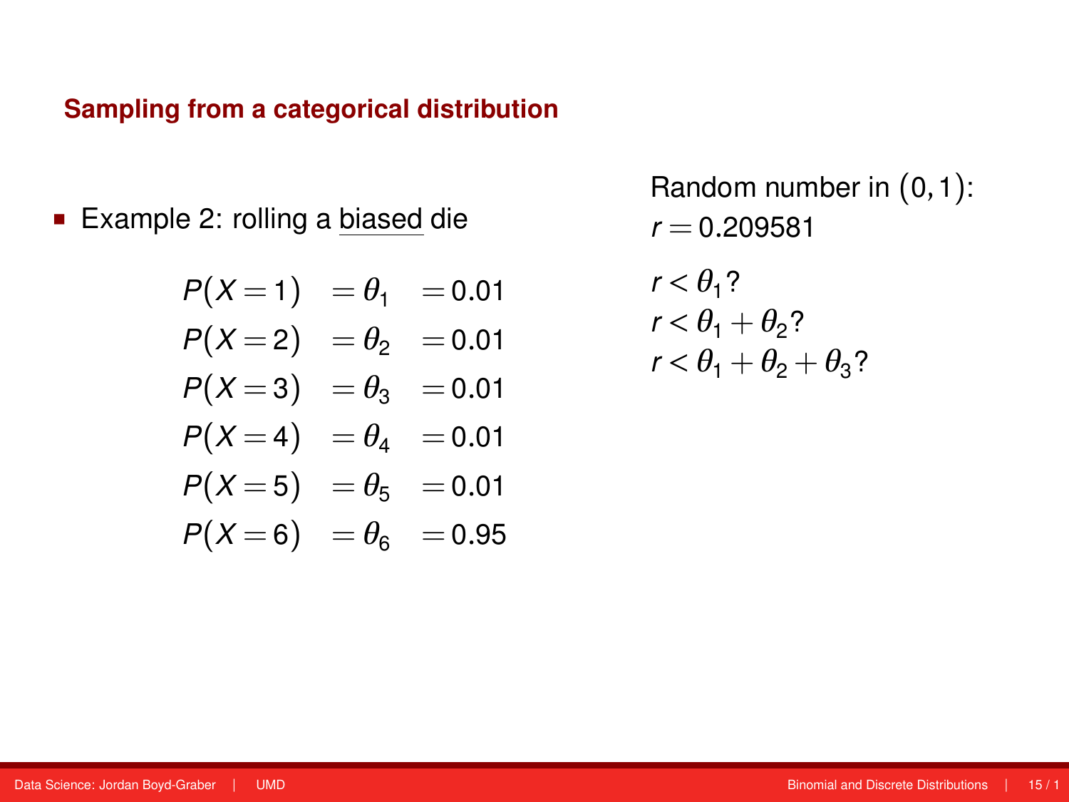## Sampling from a categorical distribution

- Example 2: rolling a biased die

$$
\begin{aligned}
P(X=1) &= \theta_1 &= 0.01 \\
P(X=2) &= \theta_2 &= 0.01 \\
P(X=3) &= \theta_3 &= 0.01 \\
P(X=4) &= \theta_4 &= 0.01 \\
P(X=5) &= \theta_5 &= 0.01 \\
P(X=6) &= \theta_6 &= 0.95
\end{aligned}
$$

Random number in $(0,1)$:
$r = 0.209581$

$r < \theta_1$?
$r < \theta_1 + \theta_2$?
$r < \theta_1 + \theta_2 + \theta_3$?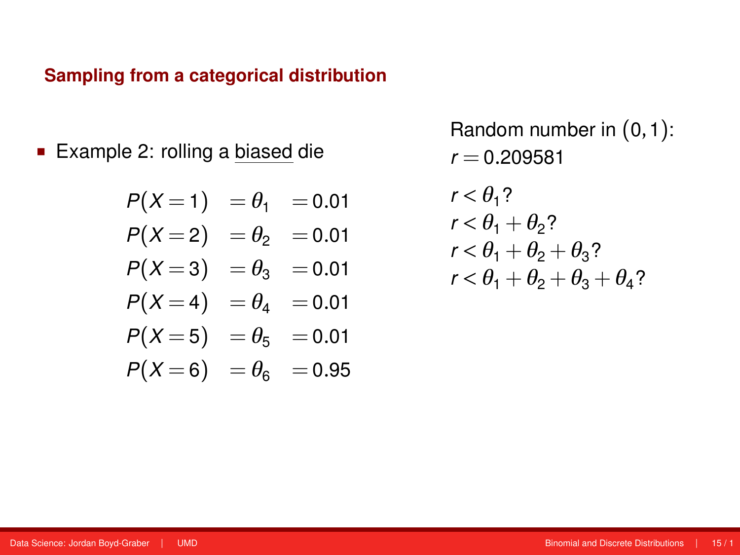## Sampling from a categorical distribution

- Example 2: rolling a <u>biased</u> die

$$
\begin{aligned}
P(X=1) &= \theta_1 &= 0.01 \\
P(X=2) &= \theta_2 &= 0.01 \\
P(X=3) &= \theta_3 &= 0.01 \\
P(X=4) &= \theta_4 &= 0.01 \\
P(X=5) &= \theta_5 &= 0.01 \\
P(X=6) &= \theta_6 &= 0.95
\end{aligned}
$$

Random number in $(0,1)$:
$r = 0.209581$

$r < \theta_1$?
$r < \theta_1 + \theta_2$?
$r < \theta_1 + \theta_2 + \theta_3$?
$r < \theta_1 + \theta_2 + \theta_3 + \theta_4$?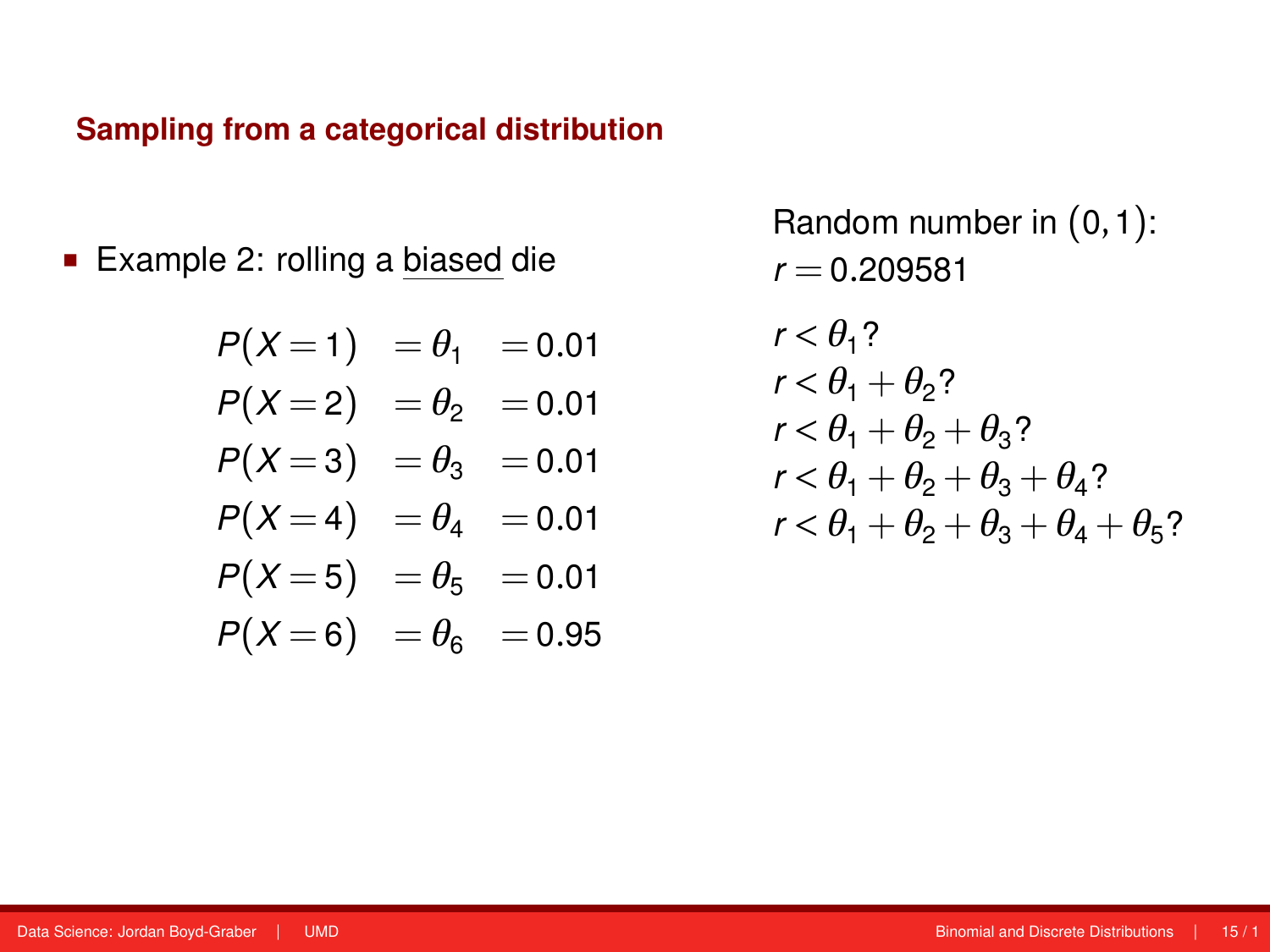## Sampling from a categorical distribution

- Example 2: rolling a biased die

$$
\begin{aligned}
P(X=1) &= \theta_1 &= 0.01 \\
P(X=2) &= \theta_2 &= 0.01 \\
P(X=3) &= \theta_3 &= 0.01 \\
P(X=4) &= \theta_4 &= 0.01 \\
P(X=5) &= \theta_5 &= 0.01 \\
P(X=6) &= \theta_6 &= 0.95
\end{aligned}
$$

Random number in $(0,1)$:
$r = 0.209581$

$r < \theta_1$?
$r < \theta_1 + \theta_2$?
$r < \theta_1 + \theta_2 + \theta_3$?
$r < \theta_1 + \theta_2 + \theta_3 + \theta_4$?
$r < \theta_1 + \theta_2 + \theta_3 + \theta_4 + \theta_5$?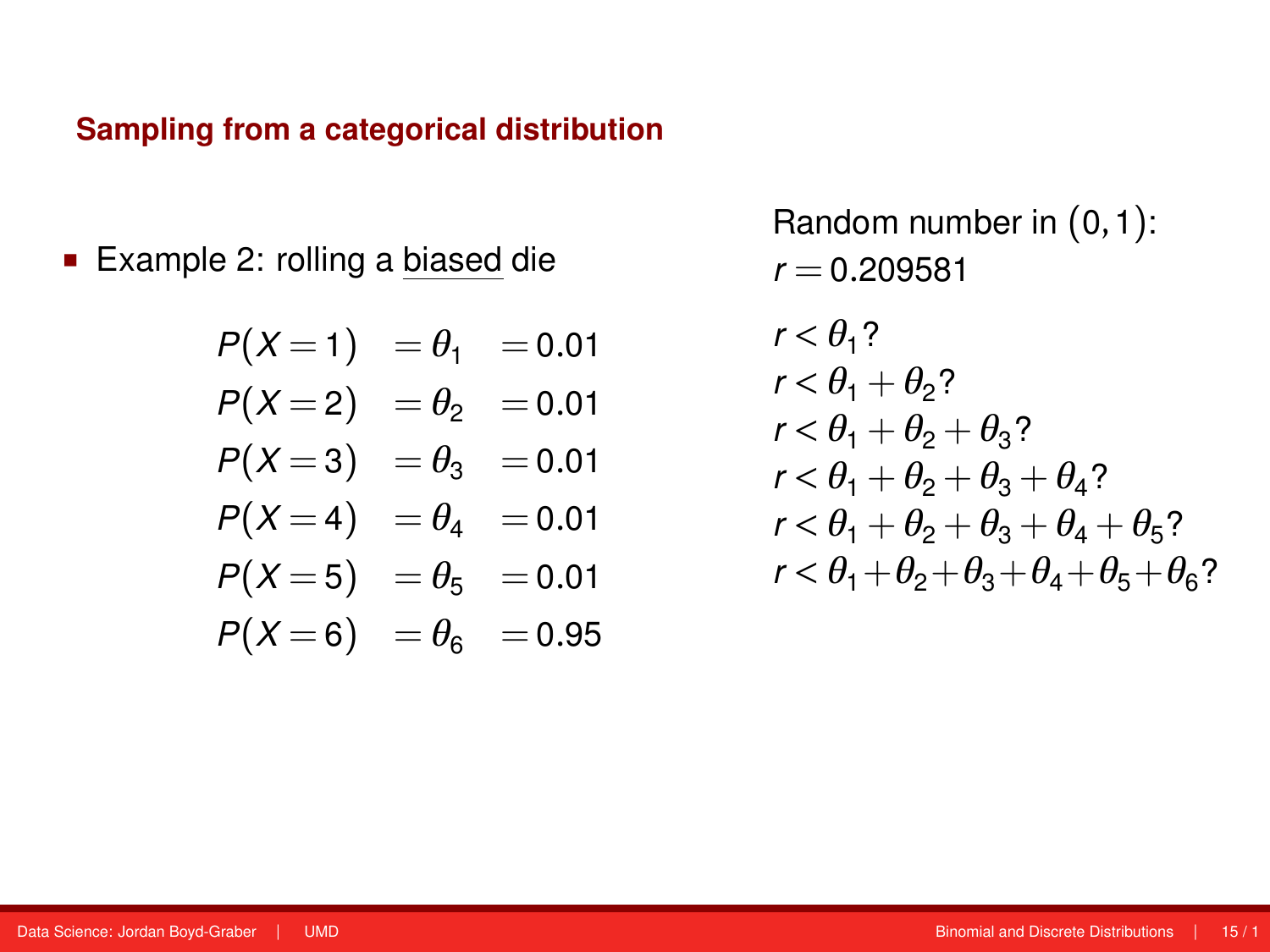## Sampling from a categorical distribution

- Example 2: rolling a biased die

$$
\begin{aligned}
P(X=1) &= \theta_1 &= 0.01 \\
P(X=2) &= \theta_2 &= 0.01 \\
P(X=3) &= \theta_3 &= 0.01 \\
P(X=4) &= \theta_4 &= 0.01 \\
P(X=5) &= \theta_5 &= 0.01 \\
P(X=6) &= \theta_6 &= 0.95
\end{aligned}
$$

Random number in $(0,1)$:
$r = 0.209581$

$r < \theta_1$?
$r < \theta_1 + \theta_2$?
$r < \theta_1 + \theta_2 + \theta_3$?
$r < \theta_1 + \theta_2 + \theta_3 + \theta_4$?
$r < \theta_1 + \theta_2 + \theta_3 + \theta_4 + \theta_5$?
$r < \theta_1 + \theta_2 + \theta_3 + \theta_4 + \theta_5 + \theta_6$?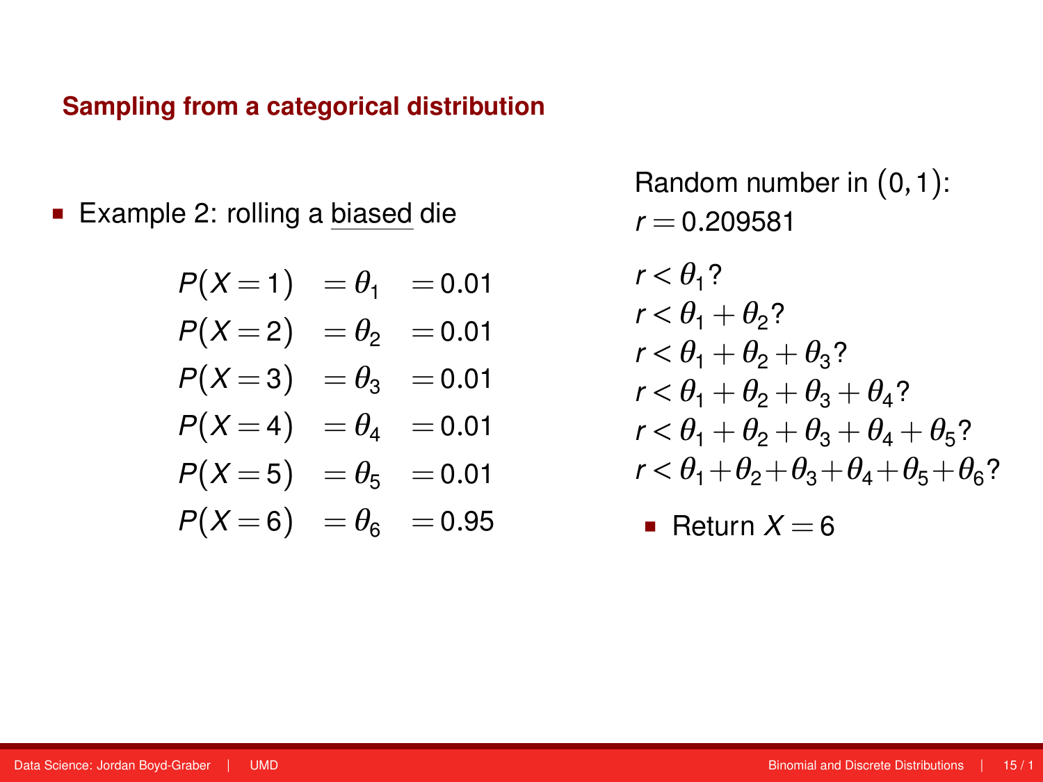## Sampling from a categorical distribution

- Example 2: rolling a biased die

$$
\begin{aligned}
P(X=1) &= \theta_1 &= 0.01 \\
P(X=2) &= \theta_2 &= 0.01 \\
P(X=3) &= \theta_3 &= 0.01 \\
P(X=4) &= \theta_4 &= 0.01 \\
P(X=5) &= \theta_5 &= 0.01 \\
P(X=6) &= \theta_6 &= 0.95
\end{aligned}
$$

Random number in $(0,1)$:
$r = 0.209581$

$r < \theta_1$?
$r < \theta_1 + \theta_2$?
$r < \theta_1 + \theta_2 + \theta_3$?
$r < \theta_1 + \theta_2 + \theta_3 + \theta_4$?
$r < \theta_1 + \theta_2 + \theta_3 + \theta_4 + \theta_5$?
$r < \theta_1 + \theta_2 + \theta_3 + \theta_4 + \theta_5 + \theta_6$?

- Return $X = 6$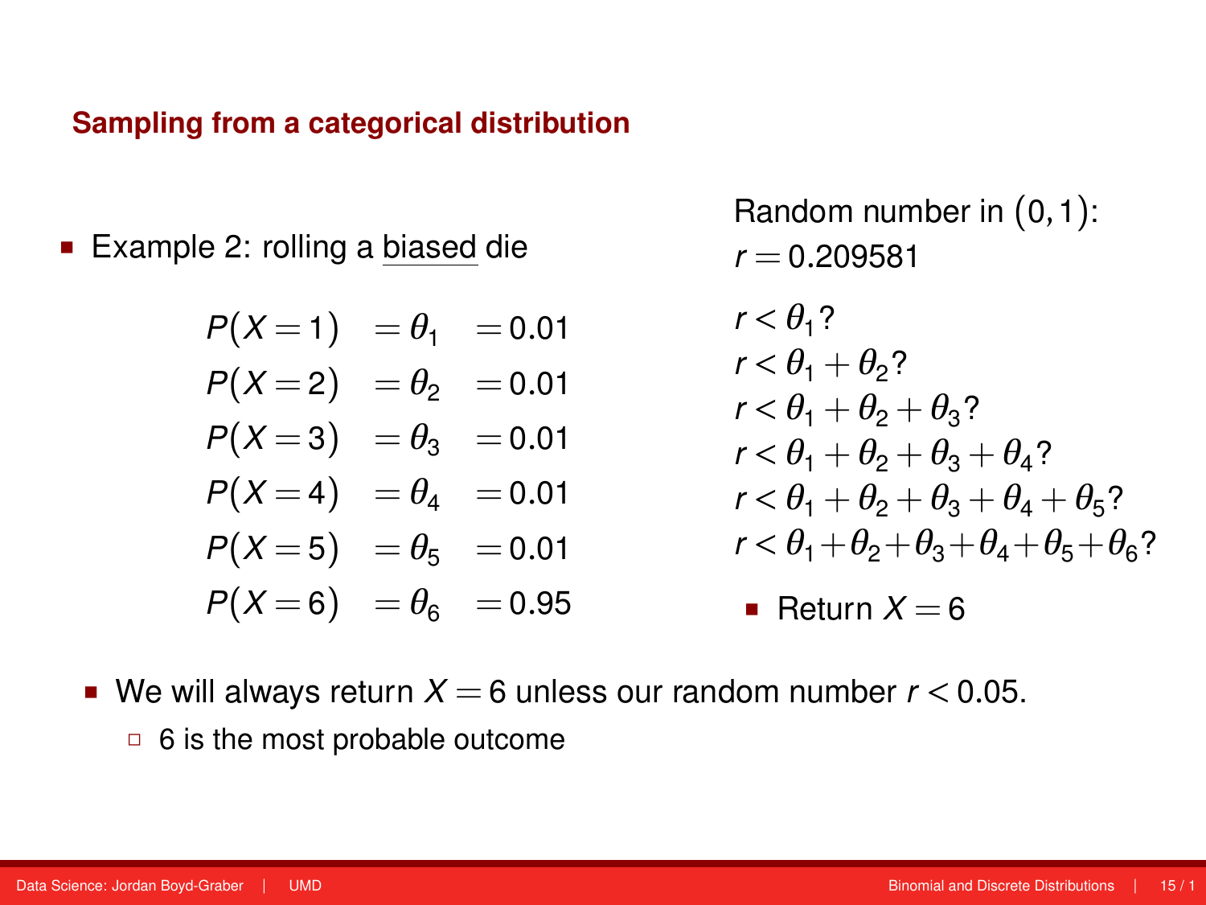## Sampling from a categorical distribution

- Example 2: rolling a biased die

$$
\begin{aligned}
P(X=1) &= \theta_1 &= 0.01 \\
P(X=2) &= \theta_2 &= 0.01 \\
P(X=3) &= \theta_3 &= 0.01 \\
P(X=4) &= \theta_4 &= 0.01 \\
P(X=5) &= \theta_5 &= 0.01 \\
P(X=6) &= \theta_6 &= 0.95
\end{aligned}
$$

Random number in $(0,1)$:
$r = 0.209581$

$r < \theta_1$?
$r < \theta_1 + \theta_2$?
$r < \theta_1 + \theta_2 + \theta_3$?
$r < \theta_1 + \theta_2 + \theta_3 + \theta_4$?
$r < \theta_1 + \theta_2 + \theta_3 + \theta_4 + \theta_5$?
$r < \theta_1 + \theta_2 + \theta_3 + \theta_4 + \theta_5 + \theta_6$?

- Return $X = 6$

- We will always return $X = 6$ unless our random number $r < 0.05$.
  - 6 is the most probable outcome